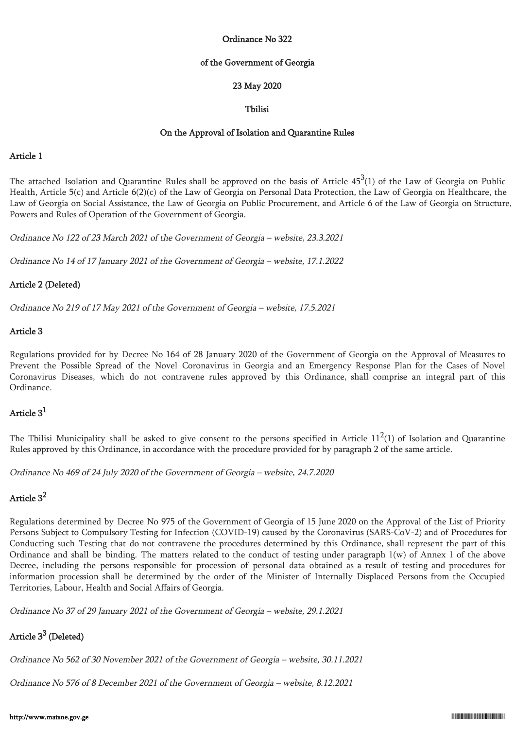Ordinance No 322

of the Government of Georgia

23 May 2020

Tbilisi

On the Approval of Isolation and Quarantine Rules

## Article 1

The attached Isolation and Quarantine Rules shall be approved on the basis of Article $45^3$(1) of the Law of Georgia on Public Health, Article 5(c) and Article 6(2)(c) of the Law of Georgia on Personal Data Protection, the Law of Georgia on Healthcare, the Law of Georgia on Social Assistance, the Law of Georgia on Public Procurement, and Article 6 of the Law of Georgia on Structure, Powers and Rules of Operation of the Government of Georgia.

*Ordinance No 122 of 23 March 2021 of the Government of Georgia – website, 23.3.2021*

*Ordinance No 14 of 17 January 2021 of the Government of Georgia – website, 17.1.2022*

## Article 2 (Deleted)

*Ordinance No 219 of 17 May 2021 of the Government of Georgia – website, 17.5.2021*

## Article 3

Regulations provided for by Decree No 164 of 28 January 2020 of the Government of Georgia on the Approval of Measures to Prevent the Possible Spread of the Novel Coronavirus in Georgia and an Emergency Response Plan for the Cases of Novel Coronavirus Diseases, which do not contravene rules approved by this Ordinance, shall comprise an integral part of this Ordinance.

## Article $3^1$

The Tbilisi Municipality shall be asked to give consent to the persons specified in Article $11^2$(1) of Isolation and Quarantine Rules approved by this Ordinance, in accordance with the procedure provided for by paragraph 2 of the same article.

*Ordinance No 469 of 24 July 2020 of the Government of Georgia – website, 24.7.2020*

## Article $3^2$

Regulations determined by Decree No 975 of the Government of Georgia of 15 June 2020 on the Approval of the List of Priority Persons Subject to Compulsory Testing for Infection (COVID-19) caused by the Coronavirus (SARS-CoV-2) and of Procedures for Conducting such Testing that do not contravene the procedures determined by this Ordinance, shall represent the part of this Ordinance and shall be binding. The matters related to the conduct of testing under paragraph 1(w) of Annex 1 of the above Decree, including the persons responsible for procession of personal data obtained as a result of testing and procedures for information procession shall be determined by the order of the Minister of Internally Displaced Persons from the Occupied Territories, Labour, Health and Social Affairs of Georgia.

*Ordinance No 37 of 29 January 2021 of the Government of Georgia – website, 29.1.2021*

## Article $3^3$ (Deleted)

*Ordinance No 562 of 30 November 2021 of the Government of Georgia – website, 30.11.2021*

*Ordinance No 576 of 8 December 2021 of the Government of Georgia – website, 8.12.2021*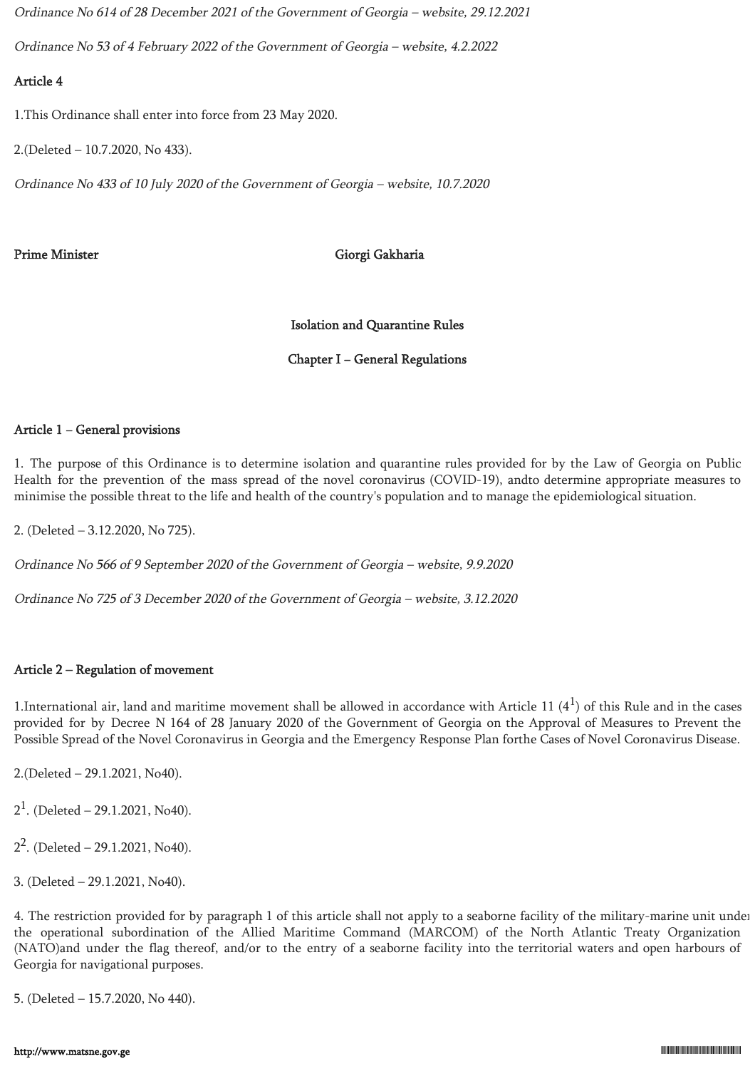*Ordinance No 614 of 28 December 2021 of the Government of Georgia – website, 29.12.2021*

*Ordinance No 53 of 4 February 2022 of the Government of Georgia – website, 4.2.2022*

Article 4

1.This Ordinance shall enter into force from 23 May 2020.

2.(Deleted – 10.7.2020, No 433).

*Ordinance No 433 of 10 July 2020 of the Government of Georgia – website, 10.7.2020*

Prime Minister Giorgi Gakharia

## Isolation and Quarantine Rules

## Chapter I – General Regulations

### Article 1 – General provisions

1. The purpose of this Ordinance is to determine isolation and quarantine rules provided for by the Law of Georgia on Public Health for the prevention of the mass spread of the novel coronavirus (COVID-19), andto determine appropriate measures to minimise the possible threat to the life and health of the country's population and to manage the epidemiological situation.

2. (Deleted – 3.12.2020, No 725).

*Ordinance No 566 of 9 September 2020 of the Government of Georgia – website, 9.9.2020*

*Ordinance No 725 of 3 December 2020 of the Government of Georgia – website, 3.12.2020*

### Article 2 – Regulation of movement

1.International air, land and maritime movement shall be allowed in accordance with Article 11 ($4^1$) of this Rule and in the cases provided for by Decree N 164 of 28 January 2020 of the Government of Georgia on the Approval of Measures to Prevent the Possible Spread of the Novel Coronavirus in Georgia and the Emergency Response Plan forthe Cases of Novel Coronavirus Disease.

2.(Deleted – 29.1.2021, No40).

$2^1$. (Deleted – 29.1.2021, No40).

$2^2$. (Deleted – 29.1.2021, No40).

3. (Deleted – 29.1.2021, No40).

4. The restriction provided for by paragraph 1 of this article shall not apply to a seaborne facility of the military-marine unit under the operational subordination of the Allied Maritime Command (MARCOM) of the North Atlantic Treaty Organization (NATO)and under the flag thereof, and/or to the entry of a seaborne facility into the territorial waters and open harbours of Georgia for navigational purposes.

5. (Deleted – 15.7.2020, No 440).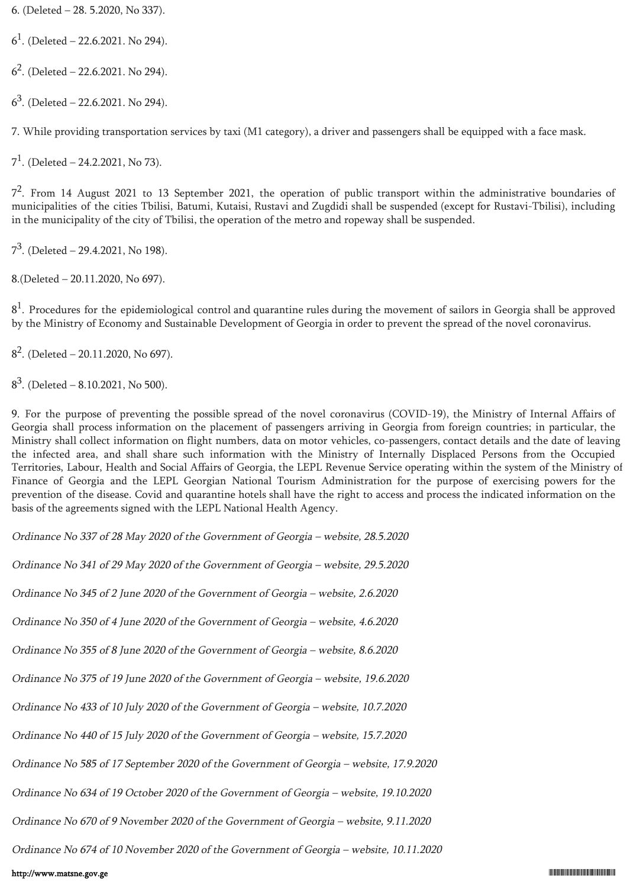6. (Deleted – 28. 5.2020, No 337).

6[1]. (Deleted – 22.6.2021. No 294).

6[2]. (Deleted – 22.6.2021. No 294).

6[3]. (Deleted – 22.6.2021. No 294).

7. While providing transportation services by taxi (M1 category), a driver and passengers shall be equipped with a face mask.

7[1]. (Deleted – 24.2.2021, No 73).

7[2]. From 14 August 2021 to 13 September 2021, the operation of public transport within the administrative boundaries of municipalities of the cities Tbilisi, Batumi, Kutaisi, Rustavi and Zugdidi shall be suspended (except for Rustavi-Tbilisi), including in the municipality of the city of Tbilisi, the operation of the metro and ropeway shall be suspended.

7[3]. (Deleted – 29.4.2021, No 198).

8.(Deleted – 20.11.2020, No 697).

8[1]. Procedures for the epidemiological control and quarantine rules during the movement of sailors in Georgia shall be approved by the Ministry of Economy and Sustainable Development of Georgia in order to prevent the spread of the novel coronavirus.

8[2]. (Deleted – 20.11.2020, No 697).

8[3]. (Deleted – 8.10.2021, No 500).

9. For the purpose of preventing the possible spread of the novel coronavirus (COVID-19), the Ministry of Internal Affairs of Georgia shall process information on the placement of passengers arriving in Georgia from foreign countries; in particular, the Ministry shall collect information on flight numbers, data on motor vehicles, co-passengers, contact details and the date of leaving the infected area, and shall share such information with the Ministry of Internally Displaced Persons from the Occupied Territories, Labour, Health and Social Affairs of Georgia, the LEPL Revenue Service operating within the system of the Ministry of Finance of Georgia and the LEPL Georgian National Tourism Administration for the purpose of exercising powers for the prevention of the disease. Covid and quarantine hotels shall have the right to access and process the indicated information on the basis of the agreements signed with the LEPL National Health Agency.

*Ordinance No 337 of 28 May 2020 of the Government of Georgia – website, 28.5.2020*

*Ordinance No 341 of 29 May 2020 of the Government of Georgia – website, 29.5.2020*

*Ordinance No 345 of 2 June 2020 of the Government of Georgia – website, 2.6.2020*

*Ordinance No 350 of 4 June 2020 of the Government of Georgia – website, 4.6.2020*

*Ordinance No 355 of 8 June 2020 of the Government of Georgia – website, 8.6.2020*

*Ordinance No 375 of 19 June 2020 of the Government of Georgia – website, 19.6.2020*

*Ordinance No 433 of 10 July 2020 of the Government of Georgia – website, 10.7.2020*

*Ordinance No 440 of 15 July 2020 of the Government of Georgia – website, 15.7.2020*

*Ordinance No 585 of 17 September 2020 of the Government of Georgia – website, 17.9.2020*

*Ordinance No 634 of 19 October 2020 of the Government of Georgia – website, 19.10.2020*

*Ordinance No 670 of 9 November 2020 of the Government of Georgia – website, 9.11.2020*

*Ordinance No 674 of 10 November 2020 of the Government of Georgia – website, 10.11.2020*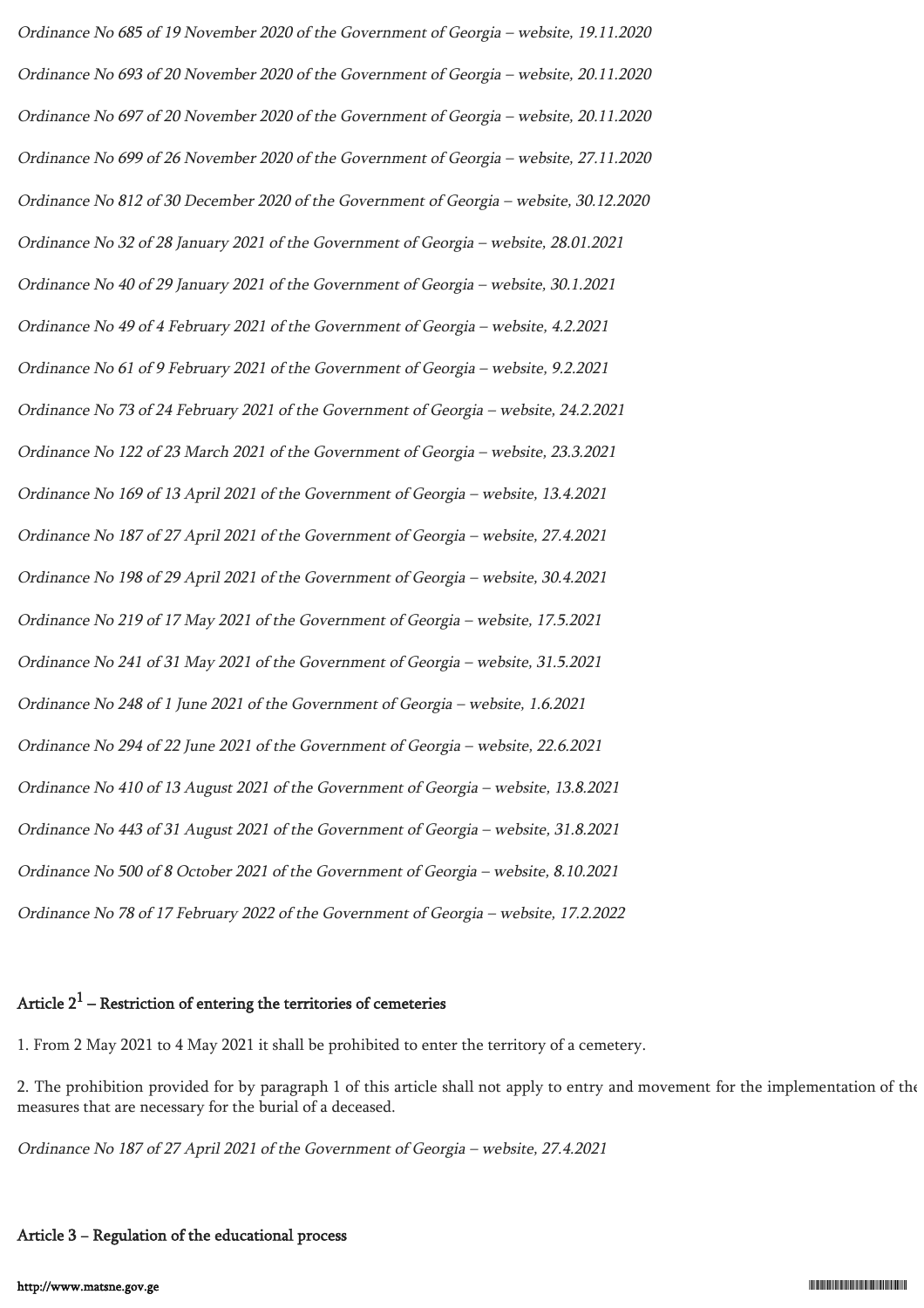*Ordinance No 685 of 19 November 2020 of the Government of Georgia – website, 19.11.2020*

*Ordinance No 693 of 20 November 2020 of the Government of Georgia – website, 20.11.2020*

*Ordinance No 697 of 20 November 2020 of the Government of Georgia – website, 20.11.2020*

*Ordinance No 699 of 26 November 2020 of the Government of Georgia – website, 27.11.2020*

*Ordinance No 812 of 30 December 2020 of the Government of Georgia – website, 30.12.2020*

*Ordinance No 32 of 28 January 2021 of the Government of Georgia – website, 28.01.2021*

*Ordinance No 40 of 29 January 2021 of the Government of Georgia – website, 30.1.2021*

*Ordinance No 49 of 4 February 2021 of the Government of Georgia – website, 4.2.2021*

*Ordinance No 61 of 9 February 2021 of the Government of Georgia – website, 9.2.2021*

*Ordinance No 73 of 24 February 2021 of the Government of Georgia – website, 24.2.2021*

*Ordinance No 122 of 23 March 2021 of the Government of Georgia – website, 23.3.2021*

*Ordinance No 169 of 13 April 2021 of the Government of Georgia – website, 13.4.2021*

*Ordinance No 187 of 27 April 2021 of the Government of Georgia – website, 27.4.2021*

*Ordinance No 198 of 29 April 2021 of the Government of Georgia – website, 30.4.2021*

*Ordinance No 219 of 17 May 2021 of the Government of Georgia – website, 17.5.2021*

*Ordinance No 241 of 31 May 2021 of the Government of Georgia – website, 31.5.2021*

*Ordinance No 248 of 1 June 2021 of the Government of Georgia – website, 1.6.2021*

*Ordinance No 294 of 22 June 2021 of the Government of Georgia – website, 22.6.2021*

*Ordinance No 410 of 13 August 2021 of the Government of Georgia – website, 13.8.2021*

*Ordinance No 443 of 31 August 2021 of the Government of Georgia – website, 31.8.2021*

*Ordinance No 500 of 8 October 2021 of the Government of Georgia – website, 8.10.2021*

*Ordinance No 78 of 17 February 2022 of the Government of Georgia – website, 17.2.2022*

### Article $2^1$ – Restriction of entering the territories of cemeteries

1. From 2 May 2021 to 4 May 2021 it shall be prohibited to enter the territory of a cemetery.

2. The prohibition provided for by paragraph 1 of this article shall not apply to entry and movement for the implementation of the measures that are necessary for the burial of a deceased.

*Ordinance No 187 of 27 April 2021 of the Government of Georgia – website, 27.4.2021*

### Article 3 – Regulation of the educational process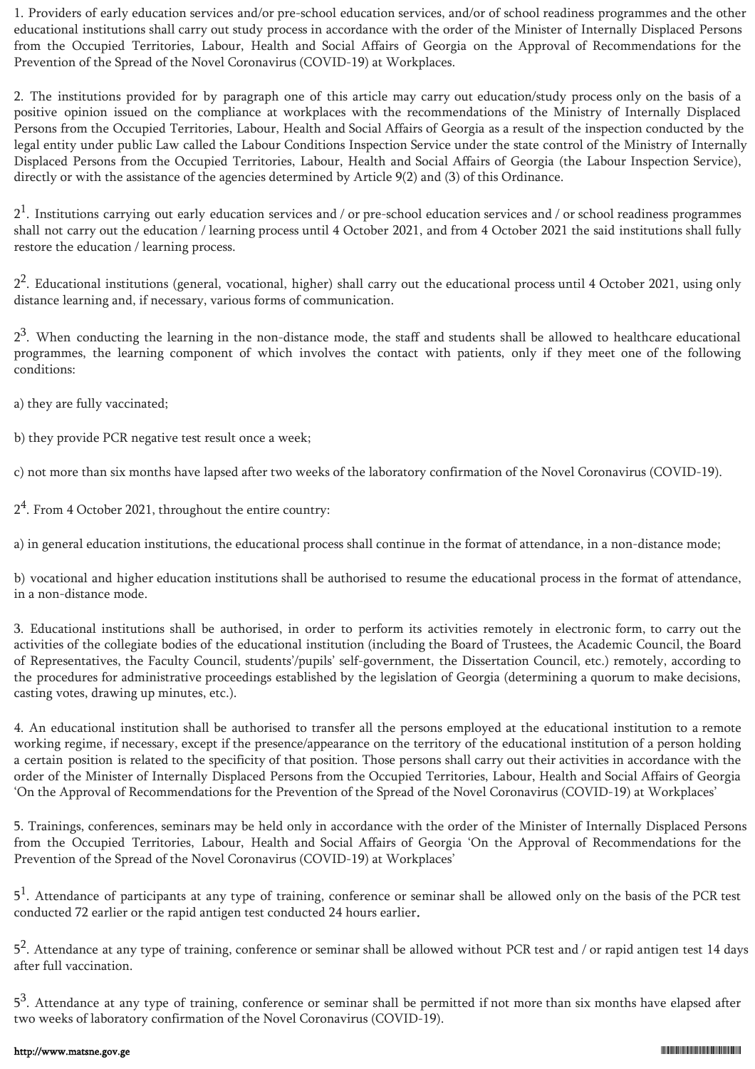1. Providers of early education services and/or pre-school education services, and/or of school readiness programmes and the other educational institutions shall carry out study process in accordance with the order of the Minister of Internally Displaced Persons from the Occupied Territories, Labour, Health and Social Affairs of Georgia on the Approval of Recommendations for the Prevention of the Spread of the Novel Coronavirus (COVID-19) at Workplaces.

2. The institutions provided for by paragraph one of this article may carry out education/study process only on the basis of a positive opinion issued on the compliance at workplaces with the recommendations of the Ministry of Internally Displaced Persons from the Occupied Territories, Labour, Health and Social Affairs of Georgia as a result of the inspection conducted by the legal entity under public Law called the Labour Conditions Inspection Service under the state control of the Ministry of Internally Displaced Persons from the Occupied Territories, Labour, Health and Social Affairs of Georgia (the Labour Inspection Service), directly or with the assistance of the agencies determined by Article 9(2) and (3) of this Ordinance.

$2^1$. Institutions carrying out early education services and / or pre-school education services and / or school readiness programmes shall not carry out the education / learning process until 4 October 2021, and from 4 October 2021 the said institutions shall fully restore the education / learning process.

$2^2$. Educational institutions (general, vocational, higher) shall carry out the educational process until 4 October 2021, using only distance learning and, if necessary, various forms of communication.

$2^3$. When conducting the learning in the non-distance mode, the staff and students shall be allowed to healthcare educational programmes, the learning component of which involves the contact with patients, only if they meet one of the following conditions:

a) they are fully vaccinated;

b) they provide PCR negative test result once a week;

c) not more than six months have lapsed after two weeks of the laboratory confirmation of the Novel Coronavirus (COVID-19).

$2^4$. From 4 October 2021, throughout the entire country:

a) in general education institutions, the educational process shall continue in the format of attendance, in a non-distance mode;

b) vocational and higher education institutions shall be authorised to resume the educational process in the format of attendance, in a non-distance mode.

3. Educational institutions shall be authorised, in order to perform its activities remotely in electronic form, to carry out the activities of the collegiate bodies of the educational institution (including the Board of Trustees, the Academic Council, the Board of Representatives, the Faculty Council, students'/pupils' self-government, the Dissertation Council, etc.) remotely, according to the procedures for administrative proceedings established by the legislation of Georgia (determining a quorum to make decisions, casting votes, drawing up minutes, etc.).

4. An educational institution shall be authorised to transfer all the persons employed at the educational institution to a remote working regime, if necessary, except if the presence/appearance on the territory of the educational institution of a person holding a certain position is related to the specificity of that position. Those persons shall carry out their activities in accordance with the order of the Minister of Internally Displaced Persons from the Occupied Territories, Labour, Health and Social Affairs of Georgia 'On the Approval of Recommendations for the Prevention of the Spread of the Novel Coronavirus (COVID-19) at Workplaces'

5. Trainings, conferences, seminars may be held only in accordance with the order of the Minister of Internally Displaced Persons from the Occupied Territories, Labour, Health and Social Affairs of Georgia 'On the Approval of Recommendations for the Prevention of the Spread of the Novel Coronavirus (COVID-19) at Workplaces'

$5^1$. Attendance of participants at any type of training, conference or seminar shall be allowed only on the basis of the PCR test conducted 72 earlier or the rapid antigen test conducted 24 hours earlier.

$5^2$. Attendance at any type of training, conference or seminar shall be allowed without PCR test and / or rapid antigen test 14 days after full vaccination.

$5^3$. Attendance at any type of training, conference or seminar shall be permitted if not more than six months have elapsed after two weeks of laboratory confirmation of the Novel Coronavirus (COVID-19).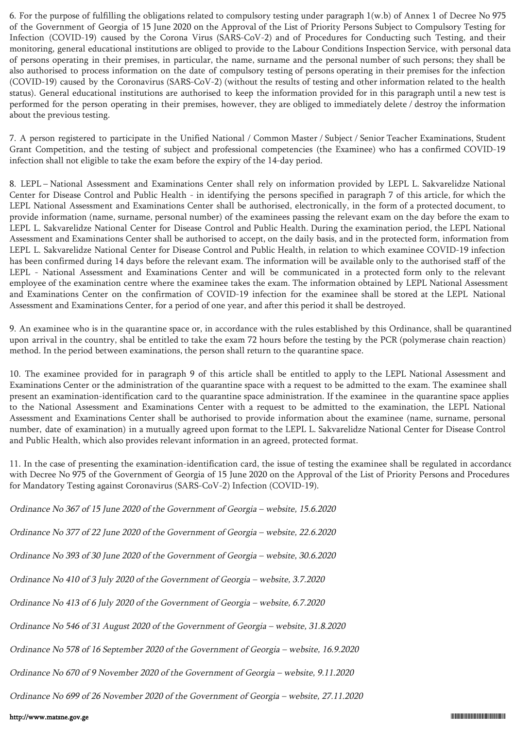6. For the purpose of fulfilling the obligations related to compulsory testing under paragraph 1(w.b) of Annex 1 of Decree No 975 of the Government of Georgia of 15 June 2020 on the Approval of the List of Priority Persons Subject to Compulsory Testing for Infection (COVID-19) caused by the Corona Virus (SARS-CoV-2) and of Procedures for Conducting such Testing, and their monitoring, general educational institutions are obliged to provide to the Labour Conditions Inspection Service, with personal data of persons operating in their premises, in particular, the name, surname and the personal number of such persons; they shall be also authorised to process information on the date of compulsory testing of persons operating in their premises for the infection (COVID-19) caused by the Coronavirus (SARS-CoV-2) (without the results of testing and other information related to the health status). General educational institutions are authorised to keep the information provided for in this paragraph until a new test is performed for the person operating in their premises, however, they are obliged to immediately delete / destroy the information about the previous testing.

7. A person registered to participate in the Unified National / Common Master / Subject / Senior Teacher Examinations, Student Grant Competition, and the testing of subject and professional competencies (the Examinee) who has a confirmed COVID-19 infection shall not eligible to take the exam before the expiry of the 14-day period.

8. LEPL – National Assessment and Examinations Center shall rely on information provided by LEPL L. Sakvarelidze National Center for Disease Control and Public Health - in identifying the persons specified in paragraph 7 of this article, for which the LEPL National Assessment and Examinations Center shall be authorised, electronically, in the form of a protected document, to provide information (name, surname, personal number) of the examinees passing the relevant exam on the day before the exam to LEPL L. Sakvarelidze National Center for Disease Control and Public Health. During the examination period, the LEPL National Assessment and Examinations Center shall be authorised to accept, on the daily basis, and in the protected form, information from LEPL L. Sakvarelidze National Center for Disease Control and Public Health, in relation to which examinee COVID-19 infection has been confirmed during 14 days before the relevant exam. The information will be available only to the authorised staff of the LEPL - National Assessment and Examinations Center and will be communicated in a protected form only to the relevant employee of the examination centre where the examinee takes the exam. The information obtained by LEPL National Assessment and Examinations Center on the confirmation of COVID-19 infection for the examinee shall be stored at the LEPL National Assessment and Examinations Center, for a period of one year, and after this period it shall be destroyed.

9. An examinee who is in the quarantine space or, in accordance with the rules established by this Ordinance, shall be quarantined upon arrival in the country, shal be entitled to take the exam 72 hours before the testing by the PCR (polymerase chain reaction) method. In the period between examinations, the person shall return to the quarantine space.

10. The examinee provided for in paragraph 9 of this article shall be entitled to apply to the LEPL National Assessment and Examinations Center or the administration of the quarantine space with a request to be admitted to the exam. The examinee shall present an examination-identification card to the quarantine space administration. If the examinee in the quarantine space applies to the National Assessment and Examinations Center with a request to be admitted to the examination, the LEPL National Assessment and Examinations Center shall be authorised to provide information about the examinee (name, surname, personal number, date of examination) in a mutually agreed upon format to the LEPL L. Sakvarelidze National Center for Disease Control and Public Health, which also provides relevant information in an agreed, protected format.

11. In the case of presenting the examination-identification card, the issue of testing the examinee shall be regulated in accordance with Decree No 975 of the Government of Georgia of 15 June 2020 on the Approval of the List of Priority Persons and Procedures for Mandatory Testing against Coronavirus (SARS-CoV-2) Infection (COVID-19).

*Ordinance No 367 of 15 June 2020 of the Government of Georgia – website, 15.6.2020*

*Ordinance No 377 of 22 June 2020 of the Government of Georgia – website, 22.6.2020*

*Ordinance No 393 of 30 June 2020 of the Government of Georgia – website, 30.6.2020*

*Ordinance No 410 of 3 July 2020 of the Government of Georgia – website, 3.7.2020*

*Ordinance No 413 of 6 July 2020 of the Government of Georgia – website, 6.7.2020*

*Ordinance No 546 of 31 August 2020 of the Government of Georgia – website, 31.8.2020*

*Ordinance No 578 of 16 September 2020 of the Government of Georgia – website, 16.9.2020*

*Ordinance No 670 of 9 November 2020 of the Government of Georgia – website, 9.11.2020*

*Ordinance No 699 of 26 November 2020 of the Government of Georgia – website, 27.11.2020*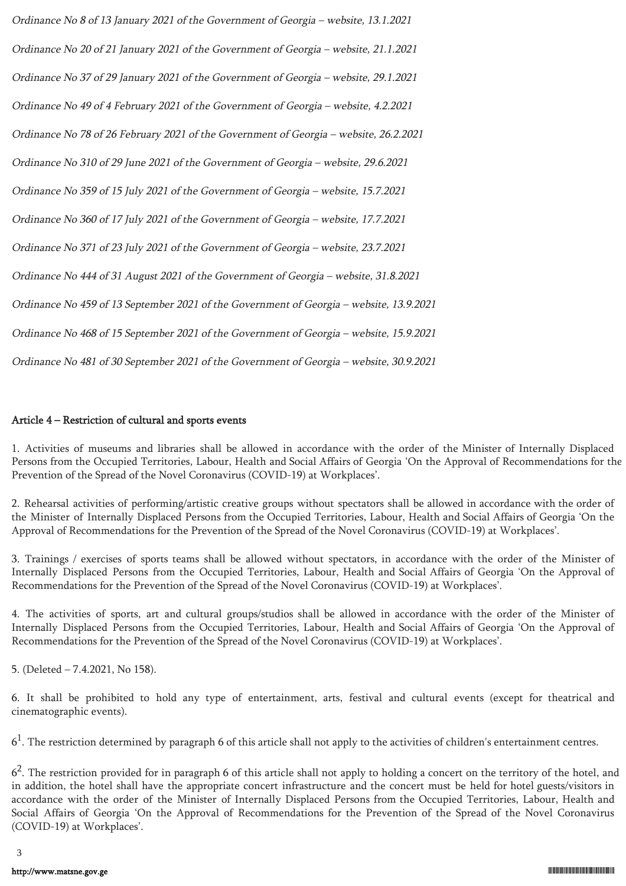*Ordinance No 8 of 13 January 2021 of the Government of Georgia – website, 13.1.2021*

*Ordinance No 20 of 21 January 2021 of the Government of Georgia – website, 21.1.2021*

*Ordinance No 37 of 29 January 2021 of the Government of Georgia – website, 29.1.2021*

*Ordinance No 49 of 4 February 2021 of the Government of Georgia – website, 4.2.2021*

*Ordinance No 78 of 26 February 2021 of the Government of Georgia – website, 26.2.2021*

*Ordinance No 310 of 29 June 2021 of the Government of Georgia – website, 29.6.2021*

*Ordinance No 359 of 15 July 2021 of the Government of Georgia – website, 15.7.2021*

*Ordinance No 360 of 17 July 2021 of the Government of Georgia – website, 17.7.2021*

*Ordinance No 371 of 23 July 2021 of the Government of Georgia – website, 23.7.2021*

*Ordinance No 444 of 31 August 2021 of the Government of Georgia – website, 31.8.2021*

*Ordinance No 459 of 13 September 2021 of the Government of Georgia – website, 13.9.2021*

*Ordinance No 468 of 15 September 2021 of the Government of Georgia – website, 15.9.2021*

*Ordinance No 481 of 30 September 2021 of the Government of Georgia – website, 30.9.2021*

## Article 4 – Restriction of cultural and sports events

1. Activities of museums and libraries shall be allowed in accordance with the order of the Minister of Internally Displaced Persons from the Occupied Territories, Labour, Health and Social Affairs of Georgia 'On the Approval of Recommendations for the Prevention of the Spread of the Novel Coronavirus (COVID-19) at Workplaces'.

2. Rehearsal activities of performing/artistic creative groups without spectators shall be allowed in accordance with the order of the Minister of Internally Displaced Persons from the Occupied Territories, Labour, Health and Social Affairs of Georgia 'On the Approval of Recommendations for the Prevention of the Spread of the Novel Coronavirus (COVID-19) at Workplaces'.

3. Trainings / exercises of sports teams shall be allowed without spectators, in accordance with the order of the Minister of Internally Displaced Persons from the Occupied Territories, Labour, Health and Social Affairs of Georgia 'On the Approval of Recommendations for the Prevention of the Spread of the Novel Coronavirus (COVID-19) at Workplaces'.

4. The activities of sports, art and cultural groups/studios shall be allowed in accordance with the order of the Minister of Internally Displaced Persons from the Occupied Territories, Labour, Health and Social Affairs of Georgia 'On the Approval of Recommendations for the Prevention of the Spread of the Novel Coronavirus (COVID-19) at Workplaces'.

5. (Deleted – 7.4.2021, No 158).

6. It shall be prohibited to hold any type of entertainment, arts, festival and cultural events (except for theatrical and cinematographic events).

$6^1$. The restriction determined by paragraph 6 of this article shall not apply to the activities of children's entertainment centres.

$6^2$. The restriction provided for in paragraph 6 of this article shall not apply to holding a concert on the territory of the hotel, and in addition, the hotel shall have the appropriate concert infrastructure and the concert must be held for hotel guests/visitors in accordance with the order of the Minister of Internally Displaced Persons from the Occupied Territories, Labour, Health and Social Affairs of Georgia 'On the Approval of Recommendations for the Prevention of the Spread of the Novel Coronavirus (COVID-19) at Workplaces'.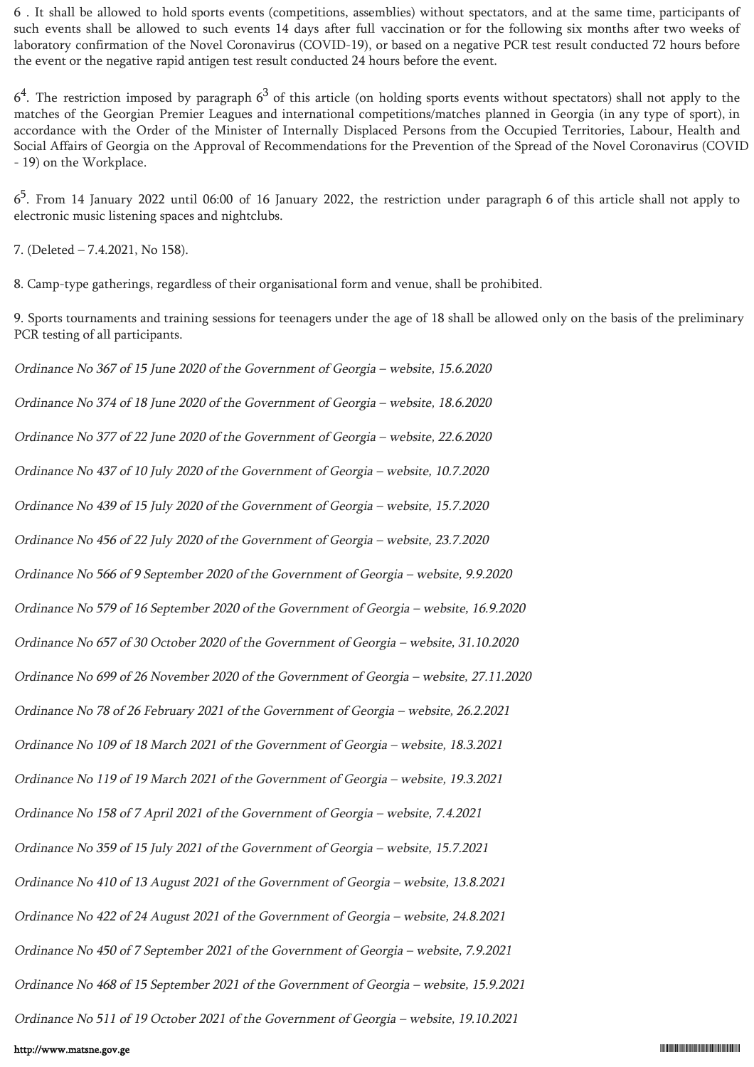6 . It shall be allowed to hold sports events (competitions, assemblies) without spectators, and at the same time, participants of such events shall be allowed to such events 14 days after full vaccination or for the following six months after two weeks of laboratory confirmation of the Novel Coronavirus (COVID-19), or based on a negative PCR test result conducted 72 hours before the event or the negative rapid antigen test result conducted 24 hours before the event.

$6^4$. The restriction imposed by paragraph $6^3$ of this article (on holding sports events without spectators) shall not apply to the matches of the Georgian Premier Leagues and international competitions/matches planned in Georgia (in any type of sport), in accordance with the Order of the Minister of Internally Displaced Persons from the Occupied Territories, Labour, Health and Social Affairs of Georgia on the Approval of Recommendations for the Prevention of the Spread of the Novel Coronavirus (COVID - 19) on the Workplace.

$6^5$. From 14 January 2022 until 06:00 of 16 January 2022, the restriction under paragraph 6 of this article shall not apply to electronic music listening spaces and nightclubs.

7. (Deleted – 7.4.2021, No 158).

8. Camp-type gatherings, regardless of their organisational form and venue, shall be prohibited.

9. Sports tournaments and training sessions for teenagers under the age of 18 shall be allowed only on the basis of the preliminary PCR testing of all participants.

*Ordinance No 367 of 15 June 2020 of the Government of Georgia – website, 15.6.2020*

*Ordinance No 374 of 18 June 2020 of the Government of Georgia – website, 18.6.2020*

*Ordinance No 377 of 22 June 2020 of the Government of Georgia – website, 22.6.2020*

*Ordinance No 437 of 10 July 2020 of the Government of Georgia – website, 10.7.2020*

*Ordinance No 439 of 15 July 2020 of the Government of Georgia – website, 15.7.2020*

*Ordinance No 456 of 22 July 2020 of the Government of Georgia – website, 23.7.2020*

*Ordinance No 566 of 9 September 2020 of the Government of Georgia – website, 9.9.2020*

*Ordinance No 579 of 16 September 2020 of the Government of Georgia – website, 16.9.2020*

*Ordinance No 657 of 30 October 2020 of the Government of Georgia – website, 31.10.2020*

*Ordinance No 699 of 26 November 2020 of the Government of Georgia – website, 27.11.2020*

*Ordinance No 78 of 26 February 2021 of the Government of Georgia – website, 26.2.2021*

*Ordinance No 109 of 18 March 2021 of the Government of Georgia – website, 18.3.2021*

*Ordinance No 119 of 19 March 2021 of the Government of Georgia – website, 19.3.2021*

*Ordinance No 158 of 7 April 2021 of the Government of Georgia – website, 7.4.2021*

*Ordinance No 359 of 15 July 2021 of the Government of Georgia – website, 15.7.2021*

*Ordinance No 410 of 13 August 2021 of the Government of Georgia – website, 13.8.2021*

*Ordinance No 422 of 24 August 2021 of the Government of Georgia – website, 24.8.2021*

*Ordinance No 450 of 7 September 2021 of the Government of Georgia – website, 7.9.2021*

*Ordinance No 468 of 15 September 2021 of the Government of Georgia – website, 15.9.2021*

*Ordinance No 511 of 19 October 2021 of the Government of Georgia – website, 19.10.2021*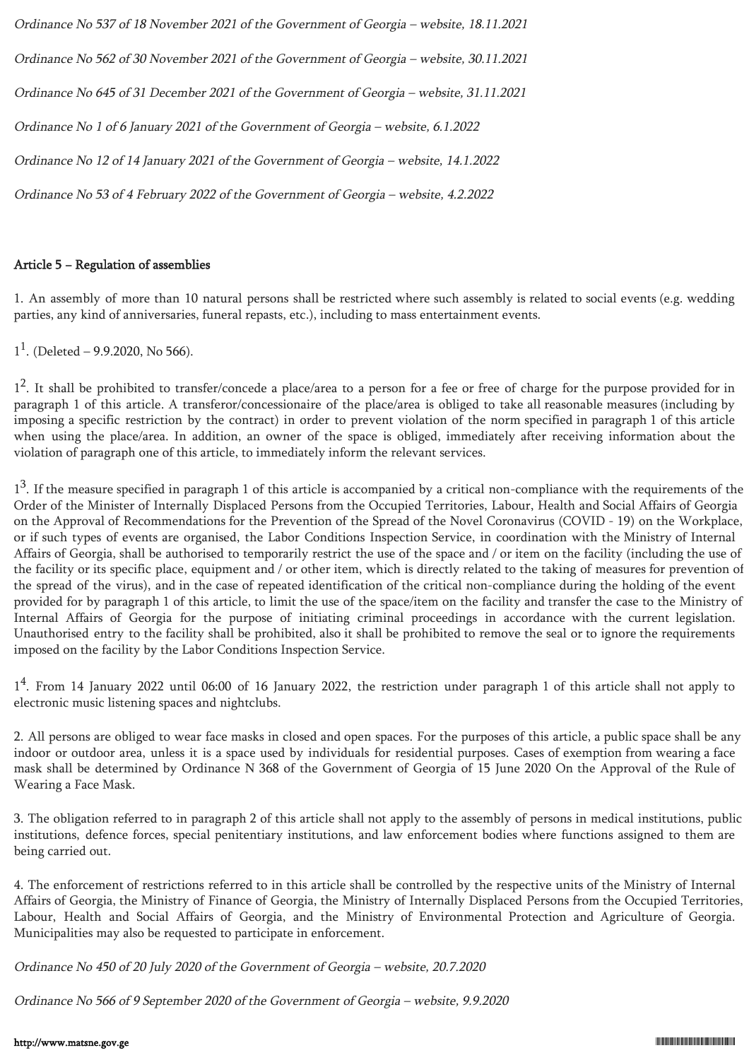*Ordinance No 537 of 18 November 2021 of the Government of Georgia – website, 18.11.2021*

*Ordinance No 562 of 30 November 2021 of the Government of Georgia – website, 30.11.2021*

*Ordinance No 645 of 31 December 2021 of the Government of Georgia – website, 31.11.2021*

*Ordinance No 1 of 6 January 2021 of the Government of Georgia – website, 6.1.2022*

*Ordinance No 12 of 14 January 2021 of the Government of Georgia – website, 14.1.2022*

*Ordinance No 53 of 4 February 2022 of the Government of Georgia – website, 4.2.2022*

## Article 5 – Regulation of assemblies

1. An assembly of more than 10 natural persons shall be restricted where such assembly is related to social events (e.g. wedding parties, any kind of anniversaries, funeral repasts, etc.), including to mass entertainment events.

$1^{1}$. (Deleted – 9.9.2020, No 566).

$1^{2}$. It shall be prohibited to transfer/concede a place/area to a person for a fee or free of charge for the purpose provided for in paragraph 1 of this article. A transferor/concessionaire of the place/area is obliged to take all reasonable measures (including by imposing a specific restriction by the contract) in order to prevent violation of the norm specified in paragraph 1 of this article when using the place/area. In addition, an owner of the space is obliged, immediately after receiving information about the violation of paragraph one of this article, to immediately inform the relevant services.

$1^{3}$. If the measure specified in paragraph 1 of this article is accompanied by a critical non-compliance with the requirements of the Order of the Minister of Internally Displaced Persons from the Occupied Territories, Labour, Health and Social Affairs of Georgia on the Approval of Recommendations for the Prevention of the Spread of the Novel Coronavirus (COVID - 19) on the Workplace, or if such types of events are organised, the Labor Conditions Inspection Service, in coordination with the Ministry of Internal Affairs of Georgia, shall be authorised to temporarily restrict the use of the space and / or item on the facility (including the use of the facility or its specific place, equipment and / or other item, which is directly related to the taking of measures for prevention of the spread of the virus), and in the case of repeated identification of the critical non-compliance during the holding of the event provided for by paragraph 1 of this article, to limit the use of the space/item on the facility and transfer the case to the Ministry of Internal Affairs of Georgia for the purpose of initiating criminal proceedings in accordance with the current legislation. Unauthorised entry to the facility shall be prohibited, also it shall be prohibited to remove the seal or to ignore the requirements imposed on the facility by the Labor Conditions Inspection Service.

$1^{4}$. From 14 January 2022 until 06:00 of 16 January 2022, the restriction under paragraph 1 of this article shall not apply to electronic music listening spaces and nightclubs.

2. All persons are obliged to wear face masks in closed and open spaces. For the purposes of this article, a public space shall be any indoor or outdoor area, unless it is a space used by individuals for residential purposes. Cases of exemption from wearing a face mask shall be determined by Ordinance N 368 of the Government of Georgia of 15 June 2020 On the Approval of the Rule of Wearing a Face Mask.

3. The obligation referred to in paragraph 2 of this article shall not apply to the assembly of persons in medical institutions, public institutions, defence forces, special penitentiary institutions, and law enforcement bodies where functions assigned to them are being carried out.

4. The enforcement of restrictions referred to in this article shall be controlled by the respective units of the Ministry of Internal Affairs of Georgia, the Ministry of Finance of Georgia, the Ministry of Internally Displaced Persons from the Occupied Territories, Labour, Health and Social Affairs of Georgia, and the Ministry of Environmental Protection and Agriculture of Georgia. Municipalities may also be requested to participate in enforcement.

*Ordinance No 450 of 20 July 2020 of the Government of Georgia – website, 20.7.2020*

*Ordinance No 566 of 9 September 2020 of the Government of Georgia – website, 9.9.2020*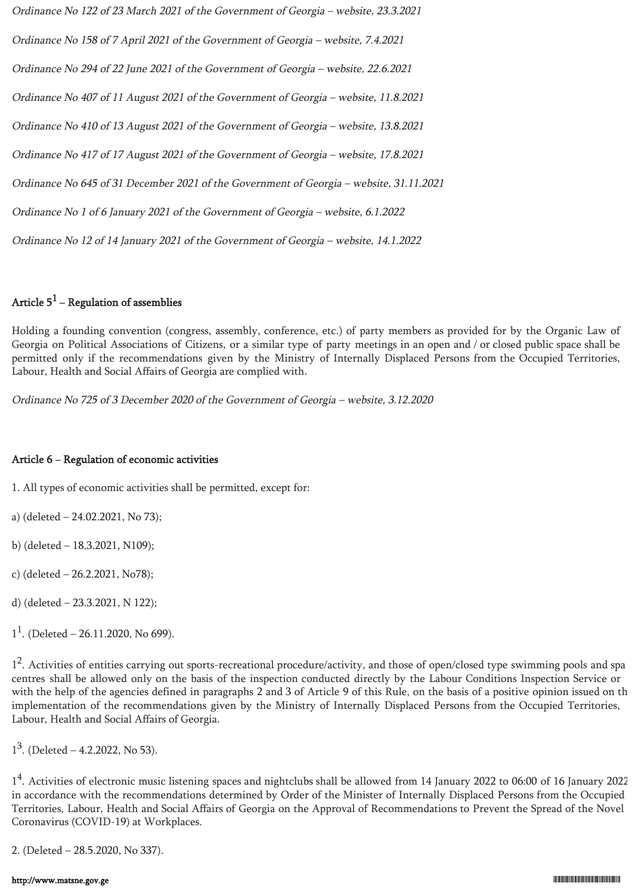*Ordinance No 122 of 23 March 2021 of the Government of Georgia – website, 23.3.2021*

*Ordinance No 158 of 7 April 2021 of the Government of Georgia – website, 7.4.2021*

*Ordinance No 294 of 22 June 2021 of the Government of Georgia – website, 22.6.2021*

*Ordinance No 407 of 11 August 2021 of the Government of Georgia – website, 11.8.2021*

*Ordinance No 410 of 13 August 2021 of the Government of Georgia – website, 13.8.2021*

*Ordinance No 417 of 17 August 2021 of the Government of Georgia – website, 17.8.2021*

*Ordinance No 645 of 31 December 2021 of the Government of Georgia – website, 31.11.2021*

*Ordinance No 1 of 6 January 2021 of the Government of Georgia – website, 6.1.2022*

*Ordinance No 12 of 14 January 2021 of the Government of Georgia – website, 14.1.2022*

## Article $5^1$ – Regulation of assemblies

Holding a founding convention (congress, assembly, conference, etc.) of party members as provided for by the Organic Law of Georgia on Political Associations of Citizens, or a similar type of party meetings in an open and / or closed public space shall be permitted only if the recommendations given by the Ministry of Internally Displaced Persons from the Occupied Territories, Labour, Health and Social Affairs of Georgia are complied with.

*Ordinance No 725 of 3 December 2020 of the Government of Georgia – website, 3.12.2020*

## Article 6 – Regulation of economic activities

1. All types of economic activities shall be permitted, except for:

a) (deleted – 24.02.2021, No 73);

b) (deleted – 18.3.2021, N109);

c) (deleted – 26.2.2021, No78);

d) (deleted – 23.3.2021, N 122);

$1^1$. (Deleted – 26.11.2020, No 699).

$1^2$. Activities of entities carrying out sports-recreational procedure/activity, and those of open/closed type swimming pools and spa centres shall be allowed only on the basis of the inspection conducted directly by the Labour Conditions Inspection Service or with the help of the agencies defined in paragraphs 2 and 3 of Article 9 of this Rule, on the basis of a positive opinion issued on the implementation of the recommendations given by the Ministry of Internally Displaced Persons from the Occupied Territories, Labour, Health and Social Affairs of Georgia.

$1^3$. (Deleted – 4.2.2022, No 53).

$1^4$. Activities of electronic music listening spaces and nightclubs shall be allowed from 14 January 2022 to 06:00 of 16 January 2022 in accordance with the recommendations determined by Order of the Minister of Internally Displaced Persons from the Occupied Territories, Labour, Health and Social Affairs of Georgia on the Approval of Recommendations to Prevent the Spread of the Novel Coronavirus (COVID-19) at Workplaces.

2. (Deleted – 28.5.2020, No 337).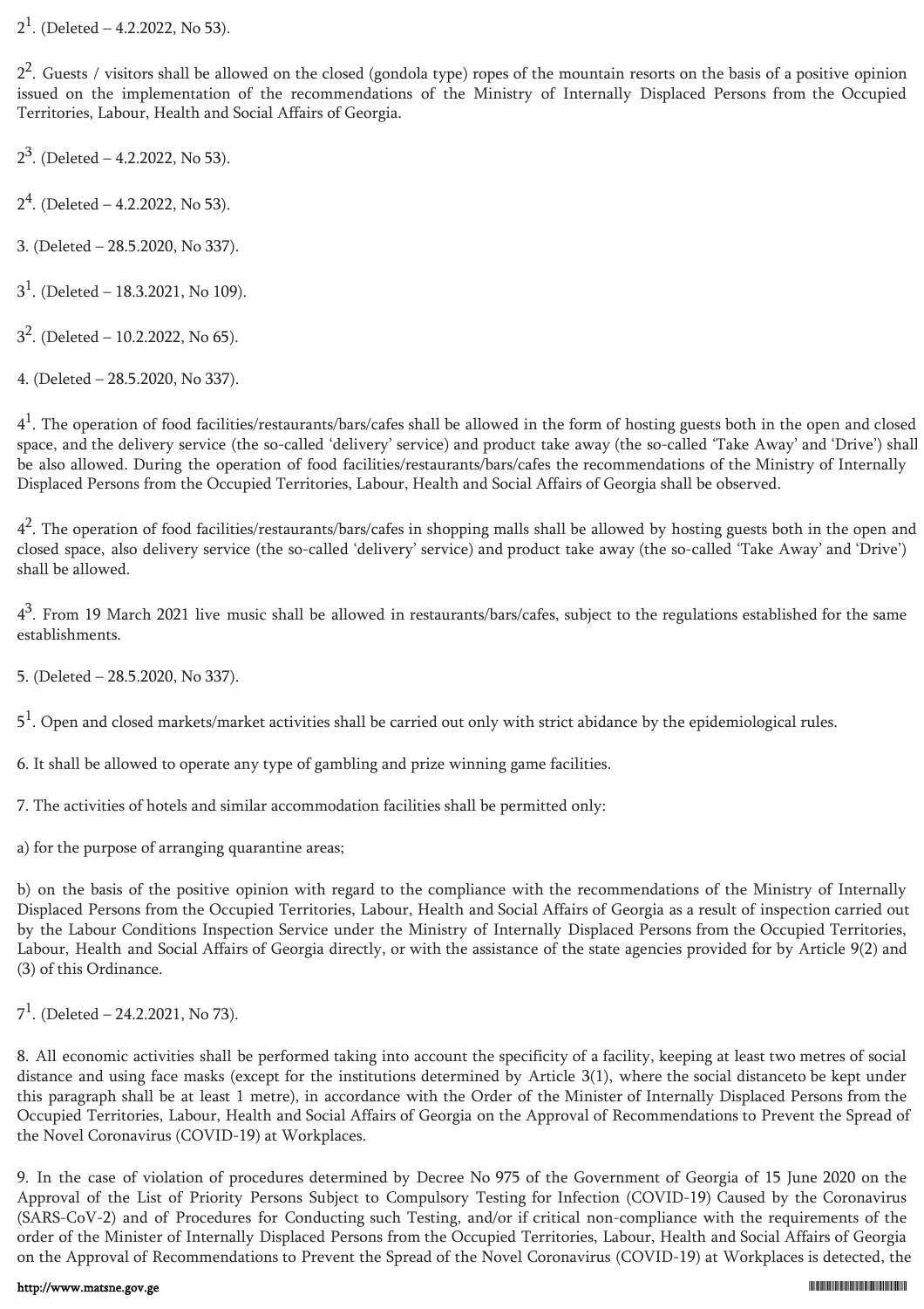2[1]. (Deleted – 4.2.2022, No 53).

2[2]. Guests / visitors shall be allowed on the closed (gondola type) ropes of the mountain resorts on the basis of a positive opinion issued on the implementation of the recommendations of the Ministry of Internally Displaced Persons from the Occupied Territories, Labour, Health and Social Affairs of Georgia.

2[3]. (Deleted – 4.2.2022, No 53).

2[4]. (Deleted – 4.2.2022, No 53).

3. (Deleted – 28.5.2020, No 337).

3[1]. (Deleted – 18.3.2021, No 109).

3[2]. (Deleted – 10.2.2022, No 65).

4. (Deleted – 28.5.2020, No 337).

4[1]. The operation of food facilities/restaurants/bars/cafes shall be allowed in the form of hosting guests both in the open and closed space, and the delivery service (the so-called 'delivery' service) and product take away (the so-called 'Take Away' and 'Drive') shall be also allowed. During the operation of food facilities/restaurants/bars/cafes the recommendations of the Ministry of Internally Displaced Persons from the Occupied Territories, Labour, Health and Social Affairs of Georgia shall be observed.

4[2]. The operation of food facilities/restaurants/bars/cafes in shopping malls shall be allowed by hosting guests both in the open and closed space, also delivery service (the so-called 'delivery' service) and product take away (the so-called 'Take Away' and 'Drive') shall be allowed.

4[3]. From 19 March 2021 live music shall be allowed in restaurants/bars/cafes, subject to the regulations established for the same establishments.

5. (Deleted – 28.5.2020, No 337).

5[1]. Open and closed markets/market activities shall be carried out only with strict abidance by the epidemiological rules.

6. It shall be allowed to operate any type of gambling and prize winning game facilities.

7. The activities of hotels and similar accommodation facilities shall be permitted only:

a) for the purpose of arranging quarantine areas;

b) on the basis of the positive opinion with regard to the compliance with the recommendations of the Ministry of Internally Displaced Persons from the Occupied Territories, Labour, Health and Social Affairs of Georgia as a result of inspection carried out by the Labour Conditions Inspection Service under the Ministry of Internally Displaced Persons from the Occupied Territories, Labour, Health and Social Affairs of Georgia directly, or with the assistance of the state agencies provided for by Article 9(2) and (3) of this Ordinance.

7[1]. (Deleted – 24.2.2021, No 73).

8. All economic activities shall be performed taking into account the specificity of a facility, keeping at least two metres of social distance and using face masks (except for the institutions determined by Article 3(1), where the social distanceto be kept under this paragraph shall be at least 1 metre), in accordance with the Order of the Minister of Internally Displaced Persons from the Occupied Territories, Labour, Health and Social Affairs of Georgia on the Approval of Recommendations to Prevent the Spread of the Novel Coronavirus (COVID-19) at Workplaces.

9. In the case of violation of procedures determined by Decree No 975 of the Government of Georgia of 15 June 2020 on the Approval of the List of Priority Persons Subject to Compulsory Testing for Infection (COVID-19) Caused by the Coronavirus (SARS-CoV-2) and of Procedures for Conducting such Testing, and/or if critical non-compliance with the requirements of the order of the Minister of Internally Displaced Persons from the Occupied Territories, Labour, Health and Social Affairs of Georgia on the Approval of Recommendations to Prevent the Spread of the Novel Coronavirus (COVID-19) at Workplaces is detected, the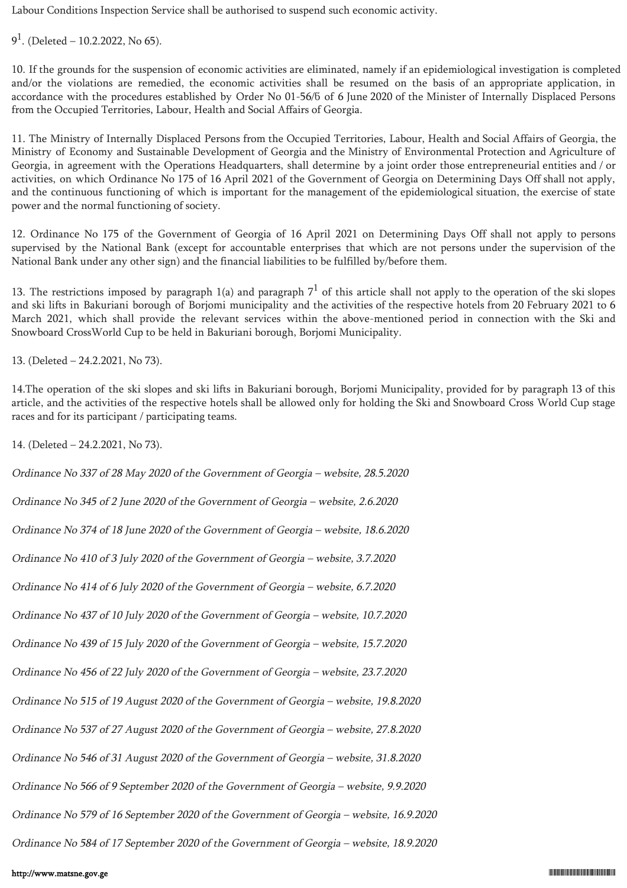Labour Conditions Inspection Service shall be authorised to suspend such economic activity.

9[1]. (Deleted – 10.2.2022, No 65).

10. If the grounds for the suspension of economic activities are eliminated, namely if an epidemiological investigation is completed and/or the violations are remedied, the economic activities shall be resumed on the basis of an appropriate application, in accordance with the procedures established by Order No 01-56/ნ of 6 June 2020 of the Minister of Internally Displaced Persons from the Occupied Territories, Labour, Health and Social Affairs of Georgia.

11. The Ministry of Internally Displaced Persons from the Occupied Territories, Labour, Health and Social Affairs of Georgia, the Ministry of Economy and Sustainable Development of Georgia and the Ministry of Environmental Protection and Agriculture of Georgia, in agreement with the Operations Headquarters, shall determine by a joint order those entrepreneurial entities and / or activities, on which Ordinance No 175 of 16 April 2021 of the Government of Georgia on Determining Days Off shall not apply, and the continuous functioning of which is important for the management of the epidemiological situation, the exercise of state power and the normal functioning of society.

12. Ordinance No 175 of the Government of Georgia of 16 April 2021 on Determining Days Off shall not apply to persons supervised by the National Bank (except for accountable enterprises that which are not persons under the supervision of the National Bank under any other sign) and the financial liabilities to be fulfilled by/before them.

13. The restrictions imposed by paragraph 1(a) and paragraph 7[1] of this article shall not apply to the operation of the ski slopes and ski lifts in Bakuriani borough of Borjomi municipality and the activities of the respective hotels from 20 February 2021 to 6 March 2021, which shall provide the relevant services within the above-mentioned period in connection with the Ski and Snowboard CrossWorld Cup to be held in Bakuriani borough, Borjomi Municipality.

13. (Deleted – 24.2.2021, No 73).

14.The operation of the ski slopes and ski lifts in Bakuriani borough, Borjomi Municipality, provided for by paragraph 13 of this article, and the activities of the respective hotels shall be allowed only for holding the Ski and Snowboard Cross World Cup stage races and for its participant / participating teams.

14. (Deleted – 24.2.2021, No 73).

*Ordinance No 337 of 28 May 2020 of the Government of Georgia – website, 28.5.2020*

*Ordinance No 345 of 2 June 2020 of the Government of Georgia – website, 2.6.2020*

*Ordinance No 374 of 18 June 2020 of the Government of Georgia – website, 18.6.2020*

*Ordinance No 410 of 3 July 2020 of the Government of Georgia – website, 3.7.2020*

*Ordinance No 414 of 6 July 2020 of the Government of Georgia – website, 6.7.2020*

*Ordinance No 437 of 10 July 2020 of the Government of Georgia – website, 10.7.2020*

*Ordinance No 439 of 15 July 2020 of the Government of Georgia – website, 15.7.2020*

*Ordinance No 456 of 22 July 2020 of the Government of Georgia – website, 23.7.2020*

*Ordinance No 515 of 19 August 2020 of the Government of Georgia – website, 19.8.2020*

*Ordinance No 537 of 27 August 2020 of the Government of Georgia – website, 27.8.2020*

*Ordinance No 546 of 31 August 2020 of the Government of Georgia – website, 31.8.2020*

*Ordinance No 566 of 9 September 2020 of the Government of Georgia – website, 9.9.2020*

*Ordinance No 579 of 16 September 2020 of the Government of Georgia – website, 16.9.2020*

*Ordinance No 584 of 17 September 2020 of the Government of Georgia – website, 18.9.2020*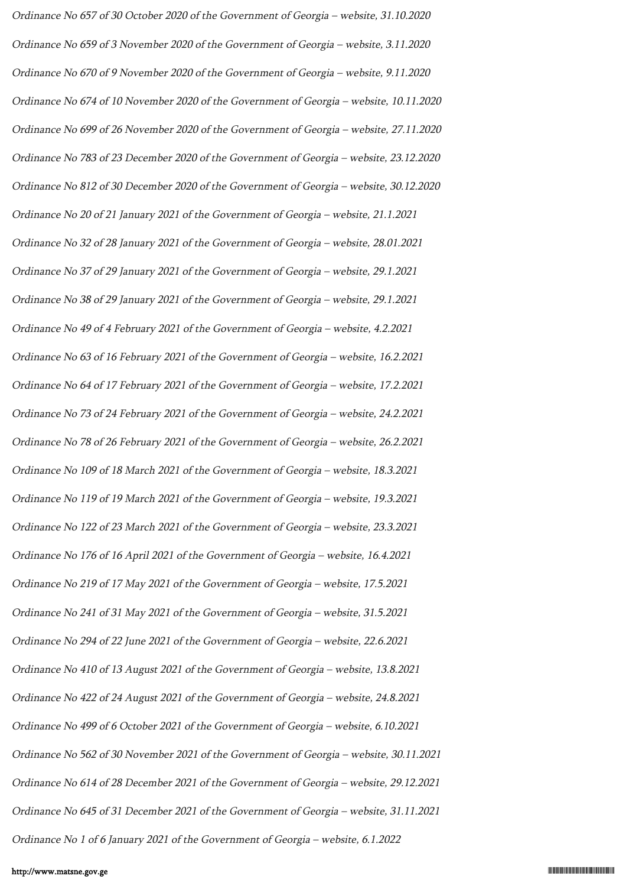*Ordinance No 657 of 30 October 2020 of the Government of Georgia – website, 31.10.2020*

*Ordinance No 659 of 3 November 2020 of the Government of Georgia – website, 3.11.2020*

*Ordinance No 670 of 9 November 2020 of the Government of Georgia – website, 9.11.2020*

*Ordinance No 674 of 10 November 2020 of the Government of Georgia – website, 10.11.2020*

*Ordinance No 699 of 26 November 2020 of the Government of Georgia – website, 27.11.2020*

*Ordinance No 783 of 23 December 2020 of the Government of Georgia – website, 23.12.2020*

*Ordinance No 812 of 30 December 2020 of the Government of Georgia – website, 30.12.2020*

*Ordinance No 20 of 21 January 2021 of the Government of Georgia – website, 21.1.2021*

*Ordinance No 32 of 28 January 2021 of the Government of Georgia – website, 28.01.2021*

*Ordinance No 37 of 29 January 2021 of the Government of Georgia – website, 29.1.2021*

*Ordinance No 38 of 29 January 2021 of the Government of Georgia – website, 29.1.2021*

*Ordinance No 49 of 4 February 2021 of the Government of Georgia – website, 4.2.2021*

*Ordinance No 63 of 16 February 2021 of the Government of Georgia – website, 16.2.2021*

*Ordinance No 64 of 17 February 2021 of the Government of Georgia – website, 17.2.2021*

*Ordinance No 73 of 24 February 2021 of the Government of Georgia – website, 24.2.2021*

*Ordinance No 78 of 26 February 2021 of the Government of Georgia – website, 26.2.2021*

*Ordinance No 109 of 18 March 2021 of the Government of Georgia – website, 18.3.2021*

*Ordinance No 119 of 19 March 2021 of the Government of Georgia – website, 19.3.2021*

*Ordinance No 122 of 23 March 2021 of the Government of Georgia – website, 23.3.2021*

*Ordinance No 176 of 16 April 2021 of the Government of Georgia – website, 16.4.2021*

*Ordinance No 219 of 17 May 2021 of the Government of Georgia – website, 17.5.2021*

*Ordinance No 241 of 31 May 2021 of the Government of Georgia – website, 31.5.2021*

*Ordinance No 294 of 22 June 2021 of the Government of Georgia – website, 22.6.2021*

*Ordinance No 410 of 13 August 2021 of the Government of Georgia – website, 13.8.2021*

*Ordinance No 422 of 24 August 2021 of the Government of Georgia – website, 24.8.2021*

*Ordinance No 499 of 6 October 2021 of the Government of Georgia – website, 6.10.2021*

*Ordinance No 562 of 30 November 2021 of the Government of Georgia – website, 30.11.2021*

*Ordinance No 614 of 28 December 2021 of the Government of Georgia – website, 29.12.2021*

*Ordinance No 645 of 31 December 2021 of the Government of Georgia – website, 31.11.2021*

*Ordinance No 1 of 6 January 2021 of the Government of Georgia – website, 6.1.2022*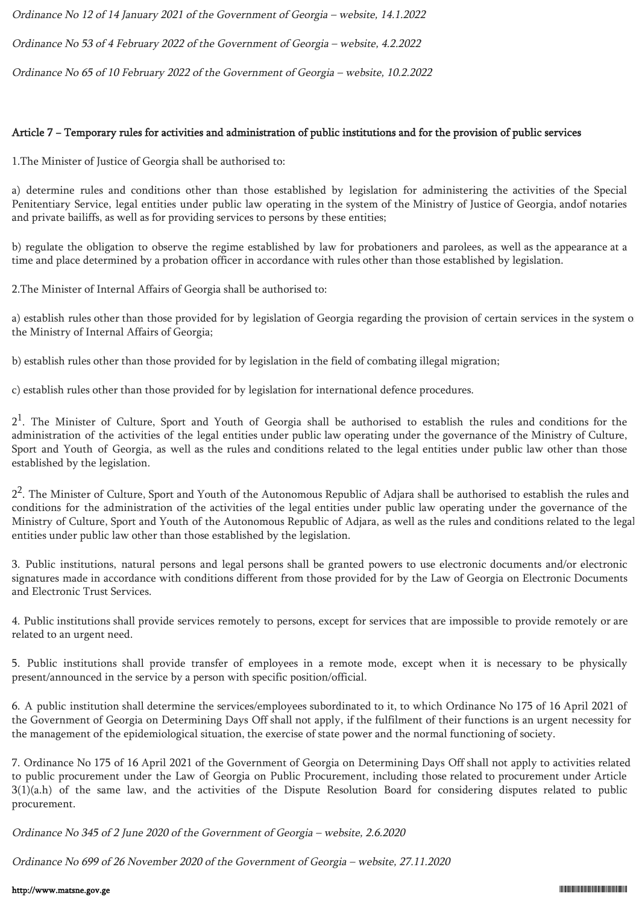*Ordinance No 12 of 14 January 2021 of the Government of Georgia – website, 14.1.2022*

*Ordinance No 53 of 4 February 2022 of the Government of Georgia – website, 4.2.2022*

*Ordinance No 65 of 10 February 2022 of the Government of Georgia – website, 10.2.2022*

**Article 7 – Temporary rules for activities and administration of public institutions and for the provision of public services**

1.The Minister of Justice of Georgia shall be authorised to:

a) determine rules and conditions other than those established by legislation for administering the activities of the Special Penitentiary Service, legal entities under public law operating in the system of the Ministry of Justice of Georgia, andof notaries and private bailiffs, as well as for providing services to persons by these entities;

b) regulate the obligation to observe the regime established by law for probationers and parolees, as well as the appearance at a time and place determined by a probation officer in accordance with rules other than those established by legislation.

2.The Minister of Internal Affairs of Georgia shall be authorised to:

a) establish rules other than those provided for by legislation of Georgia regarding the provision of certain services in the system of the Ministry of Internal Affairs of Georgia;

b) establish rules other than those provided for by legislation in the field of combating illegal migration;

c) establish rules other than those provided for by legislation for international defence procedures.

2[1]. The Minister of Culture, Sport and Youth of Georgia shall be authorised to establish the rules and conditions for the administration of the activities of the legal entities under public law operating under the governance of the Ministry of Culture, Sport and Youth of Georgia, as well as the rules and conditions related to the legal entities under public law other than those established by the legislation.

2[2]. The Minister of Culture, Sport and Youth of the Autonomous Republic of Adjara shall be authorised to establish the rules and conditions for the administration of the activities of the legal entities under public law operating under the governance of the Ministry of Culture, Sport and Youth of the Autonomous Republic of Adjara, as well as the rules and conditions related to the legal entities under public law other than those established by the legislation.

3. Public institutions, natural persons and legal persons shall be granted powers to use electronic documents and/or electronic signatures made in accordance with conditions different from those provided for by the Law of Georgia on Electronic Documents and Electronic Trust Services.

4. Public institutions shall provide services remotely to persons, except for services that are impossible to provide remotely or are related to an urgent need.

5. Public institutions shall provide transfer of employees in a remote mode, except when it is necessary to be physically present/announced in the service by a person with specific position/official.

6. A public institution shall determine the services/employees subordinated to it, to which Ordinance No 175 of 16 April 2021 of the Government of Georgia on Determining Days Off shall not apply, if the fulfilment of their functions is an urgent necessity for the management of the epidemiological situation, the exercise of state power and the normal functioning of society.

7. Ordinance No 175 of 16 April 2021 of the Government of Georgia on Determining Days Off shall not apply to activities related to public procurement under the Law of Georgia on Public Procurement, including those related to procurement under Article 3(1)(a.h) of the same law, and the activities of the Dispute Resolution Board for considering disputes related to public procurement.

*Ordinance No 345 of 2 June 2020 of the Government of Georgia – website, 2.6.2020*

*Ordinance No 699 of 26 November 2020 of the Government of Georgia – website, 27.11.2020*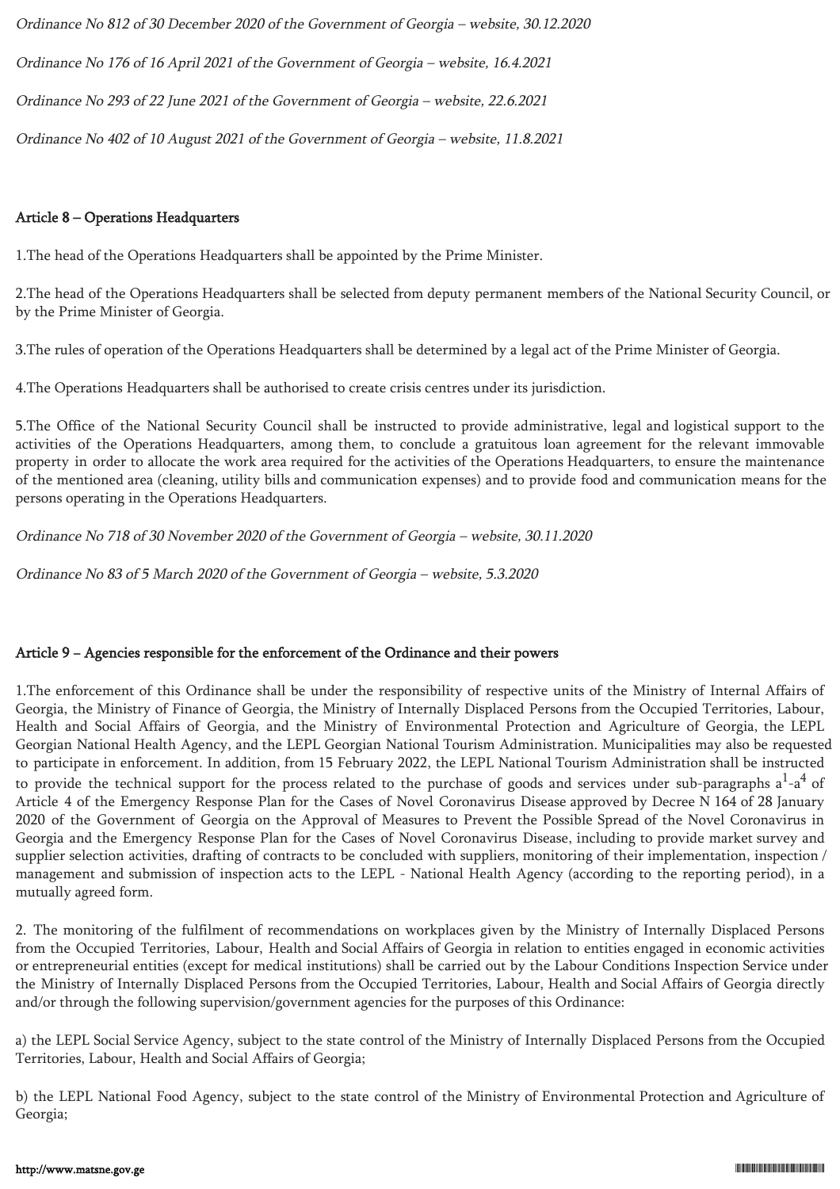*Ordinance No 812 of 30 December 2020 of the Government of Georgia – website, 30.12.2020*

*Ordinance No 176 of 16 April 2021 of the Government of Georgia – website, 16.4.2021*

*Ordinance No 293 of 22 June 2021 of the Government of Georgia – website, 22.6.2021*

*Ordinance No 402 of 10 August 2021 of the Government of Georgia – website, 11.8.2021*

### Article 8 – Operations Headquarters

1.The head of the Operations Headquarters shall be appointed by the Prime Minister.

2.The head of the Operations Headquarters shall be selected from deputy permanent members of the National Security Council, or by the Prime Minister of Georgia.

3.The rules of operation of the Operations Headquarters shall be determined by a legal act of the Prime Minister of Georgia.

4.The Operations Headquarters shall be authorised to create crisis centres under its jurisdiction.

5.The Office of the National Security Council shall be instructed to provide administrative, legal and logistical support to the activities of the Operations Headquarters, among them, to conclude a gratuitous loan agreement for the relevant immovable property in order to allocate the work area required for the activities of the Operations Headquarters, to ensure the maintenance of the mentioned area (cleaning, utility bills and communication expenses) and to provide food and communication means for the persons operating in the Operations Headquarters.

*Ordinance No 718 of 30 November 2020 of the Government of Georgia – website, 30.11.2020*

*Ordinance No 83 of 5 March 2020 of the Government of Georgia – website, 5.3.2020*

### Article 9 – Agencies responsible for the enforcement of the Ordinance and their powers

1.The enforcement of this Ordinance shall be under the responsibility of respective units of the Ministry of Internal Affairs of Georgia, the Ministry of Finance of Georgia, the Ministry of Internally Displaced Persons from the Occupied Territories, Labour, Health and Social Affairs of Georgia, and the Ministry of Environmental Protection and Agriculture of Georgia, the LEPL Georgian National Health Agency, and the LEPL Georgian National Tourism Administration. Municipalities may also be requested to participate in enforcement. In addition, from 15 February 2022, the LEPL National Tourism Administration shall be instructed to provide the technical support for the process related to the purchase of goods and services under sub-paragraphs $a^1$-$a^4$ of Article 4 of the Emergency Response Plan for the Cases of Novel Coronavirus Disease approved by Decree N 164 of 28 January 2020 of the Government of Georgia on the Approval of Measures to Prevent the Possible Spread of the Novel Coronavirus in Georgia and the Emergency Response Plan for the Cases of Novel Coronavirus Disease, including to provide market survey and supplier selection activities, drafting of contracts to be concluded with suppliers, monitoring of their implementation, inspection / management and submission of inspection acts to the LEPL - National Health Agency (according to the reporting period), in a mutually agreed form.

2. The monitoring of the fulfilment of recommendations on workplaces given by the Ministry of Internally Displaced Persons from the Occupied Territories, Labour, Health and Social Affairs of Georgia in relation to entities engaged in economic activities or entrepreneurial entities (except for medical institutions) shall be carried out by the Labour Conditions Inspection Service under the Ministry of Internally Displaced Persons from the Occupied Territories, Labour, Health and Social Affairs of Georgia directly and/or through the following supervision/government agencies for the purposes of this Ordinance:

a) the LEPL Social Service Agency, subject to the state control of the Ministry of Internally Displaced Persons from the Occupied Territories, Labour, Health and Social Affairs of Georgia;

b) the LEPL National Food Agency, subject to the state control of the Ministry of Environmental Protection and Agriculture of Georgia;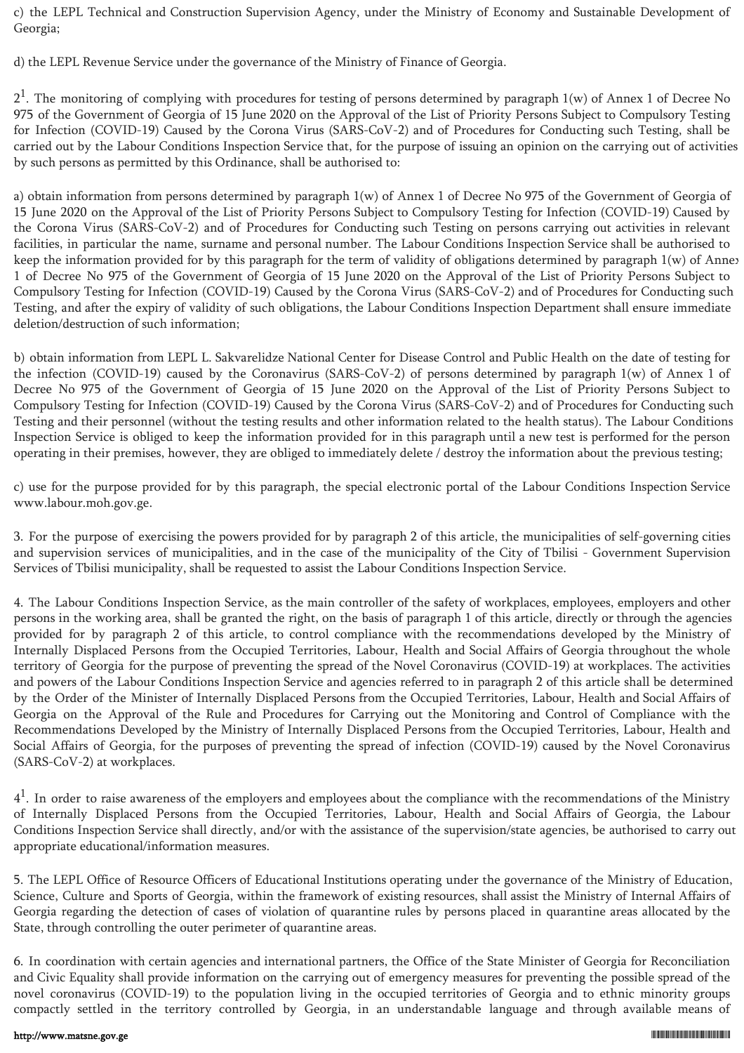c) the LEPL Technical and Construction Supervision Agency, under the Ministry of Economy and Sustainable Development of Georgia;

d) the LEPL Revenue Service under the governance of the Ministry of Finance of Georgia.

2[1]. The monitoring of complying with procedures for testing of persons determined by paragraph 1(w) of Annex 1 of Decree No 975 of the Government of Georgia of 15 June 2020 on the Approval of the List of Priority Persons Subject to Compulsory Testing for Infection (COVID-19) Caused by the Corona Virus (SARS-CoV-2) and of Procedures for Conducting such Testing, shall be carried out by the Labour Conditions Inspection Service that, for the purpose of issuing an opinion on the carrying out of activities by such persons as permitted by this Ordinance, shall be authorised to:

a) obtain information from persons determined by paragraph 1(w) of Annex 1 of Decree No 975 of the Government of Georgia of 15 June 2020 on the Approval of the List of Priority Persons Subject to Compulsory Testing for Infection (COVID-19) Caused by the Corona Virus (SARS-CoV-2) and of Procedures for Conducting such Testing on persons carrying out activities in relevant facilities, in particular the name, surname and personal number. The Labour Conditions Inspection Service shall be authorised to keep the information provided for by this paragraph for the term of validity of obligations determined by paragraph 1(w) of Annex 1 of Decree No 975 of the Government of Georgia of 15 June 2020 on the Approval of the List of Priority Persons Subject to Compulsory Testing for Infection (COVID-19) Caused by the Corona Virus (SARS-CoV-2) and of Procedures for Conducting such Testing, and after the expiry of validity of such obligations, the Labour Conditions Inspection Department shall ensure immediate deletion/destruction of such information;

b) obtain information from LEPL L. Sakvarelidze National Center for Disease Control and Public Health on the date of testing for the infection (COVID-19) caused by the Coronavirus (SARS-CoV-2) of persons determined by paragraph 1(w) of Annex 1 of Decree No 975 of the Government of Georgia of 15 June 2020 on the Approval of the List of Priority Persons Subject to Compulsory Testing for Infection (COVID-19) Caused by the Corona Virus (SARS-CoV-2) and of Procedures for Conducting such Testing and their personnel (without the testing results and other information related to the health status). The Labour Conditions Inspection Service is obliged to keep the information provided for in this paragraph until a new test is performed for the person operating in their premises, however, they are obliged to immediately delete / destroy the information about the previous testing;

c) use for the purpose provided for by this paragraph, the special electronic portal of the Labour Conditions Inspection Service www.labour.moh.gov.ge.

3. For the purpose of exercising the powers provided for by paragraph 2 of this article, the municipalities of self-governing cities and supervision services of municipalities, and in the case of the municipality of the City of Tbilisi - Government Supervision Services of Tbilisi municipality, shall be requested to assist the Labour Conditions Inspection Service.

4. The Labour Conditions Inspection Service, as the main controller of the safety of workplaces, employees, employers and other persons in the working area, shall be granted the right, on the basis of paragraph 1 of this article, directly or through the agencies provided for by paragraph 2 of this article, to control compliance with the recommendations developed by the Ministry of Internally Displaced Persons from the Occupied Territories, Labour, Health and Social Affairs of Georgia throughout the whole territory of Georgia for the purpose of preventing the spread of the Novel Coronavirus (COVID-19) at workplaces. The activities and powers of the Labour Conditions Inspection Service and agencies referred to in paragraph 2 of this article shall be determined by the Order of the Minister of Internally Displaced Persons from the Occupied Territories, Labour, Health and Social Affairs of Georgia on the Approval of the Rule and Procedures for Carrying out the Monitoring and Control of Compliance with the Recommendations Developed by the Ministry of Internally Displaced Persons from the Occupied Territories, Labour, Health and Social Affairs of Georgia, for the purposes of preventing the spread of infection (COVID-19) caused by the Novel Coronavirus (SARS-CoV-2) at workplaces.

4[1]. In order to raise awareness of the employers and employees about the compliance with the recommendations of the Ministry of Internally Displaced Persons from the Occupied Territories, Labour, Health and Social Affairs of Georgia, the Labour Conditions Inspection Service shall directly, and/or with the assistance of the supervision/state agencies, be authorised to carry out appropriate educational/information measures.

5. The LEPL Office of Resource Officers of Educational Institutions operating under the governance of the Ministry of Education, Science, Culture and Sports of Georgia, within the framework of existing resources, shall assist the Ministry of Internal Affairs of Georgia regarding the detection of cases of violation of quarantine rules by persons placed in quarantine areas allocated by the State, through controlling the outer perimeter of quarantine areas.

6. In coordination with certain agencies and international partners, the Office of the State Minister of Georgia for Reconciliation and Civic Equality shall provide information on the carrying out of emergency measures for preventing the possible spread of the novel coronavirus (COVID-19) to the population living in the occupied territories of Georgia and to ethnic minority groups compactly settled in the territory controlled by Georgia, in an understandable language and through available means of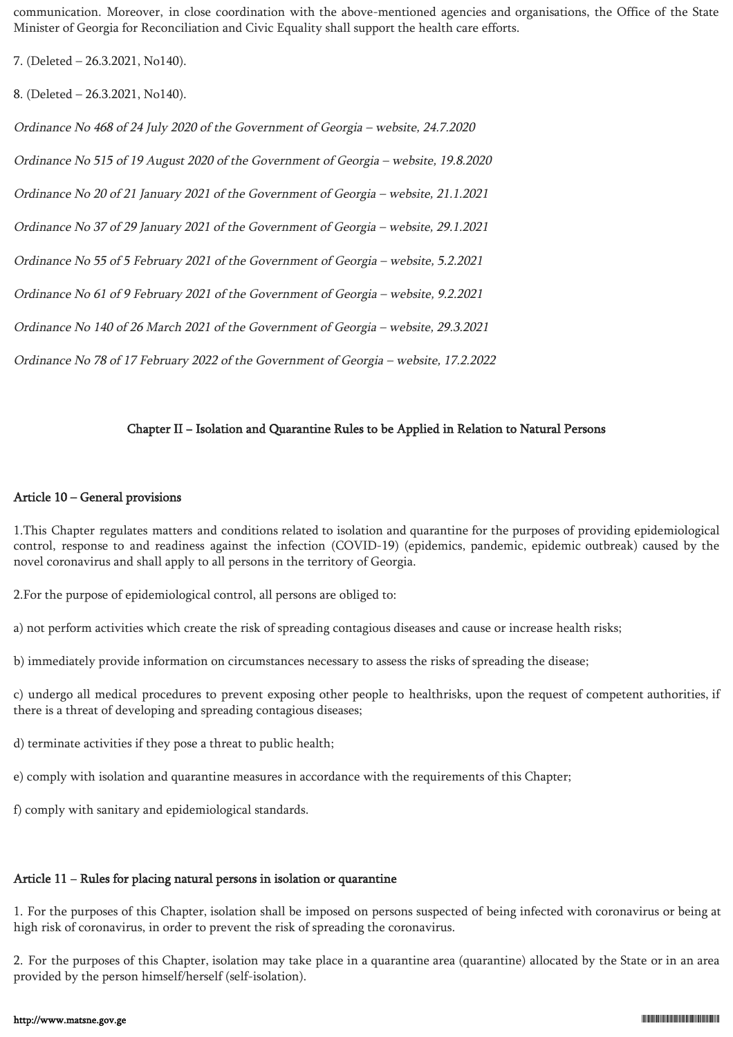communication. Moreover, in close coordination with the above-mentioned agencies and organisations, the Office of the State Minister of Georgia for Reconciliation and Civic Equality shall support the health care efforts.

7. (Deleted – 26.3.2021, No140).

8. (Deleted – 26.3.2021, No140).

*Ordinance No 468 of 24 July 2020 of the Government of Georgia – website, 24.7.2020*

*Ordinance No 515 of 19 August 2020 of the Government of Georgia – website, 19.8.2020*

*Ordinance No 20 of 21 January 2021 of the Government of Georgia – website, 21.1.2021*

*Ordinance No 37 of 29 January 2021 of the Government of Georgia – website, 29.1.2021*

*Ordinance No 55 of 5 February 2021 of the Government of Georgia – website, 5.2.2021*

*Ordinance No 61 of 9 February 2021 of the Government of Georgia – website, 9.2.2021*

*Ordinance No 140 of 26 March 2021 of the Government of Georgia – website, 29.3.2021*

*Ordinance No 78 of 17 February 2022 of the Government of Georgia – website, 17.2.2022*

## Chapter II – Isolation and Quarantine Rules to be Applied in Relation to Natural Persons

### Article 10 – General provisions

1.This Chapter regulates matters and conditions related to isolation and quarantine for the purposes of providing epidemiological control, response to and readiness against the infection (COVID-19) (epidemics, pandemic, epidemic outbreak) caused by the novel coronavirus and shall apply to all persons in the territory of Georgia.

2.For the purpose of epidemiological control, all persons are obliged to:

a) not perform activities which create the risk of spreading contagious diseases and cause or increase health risks;

b) immediately provide information on circumstances necessary to assess the risks of spreading the disease;

c) undergo all medical procedures to prevent exposing other people to healthrisks, upon the request of competent authorities, if there is a threat of developing and spreading contagious diseases;

d) terminate activities if they pose a threat to public health;

e) comply with isolation and quarantine measures in accordance with the requirements of this Chapter;

f) comply with sanitary and epidemiological standards.

### Article 11 – Rules for placing natural persons in isolation or quarantine

1. For the purposes of this Chapter, isolation shall be imposed on persons suspected of being infected with coronavirus or being at high risk of coronavirus, in order to prevent the risk of spreading the coronavirus.

2. For the purposes of this Chapter, isolation may take place in a quarantine area (quarantine) allocated by the State or in an area provided by the person himself/herself (self-isolation).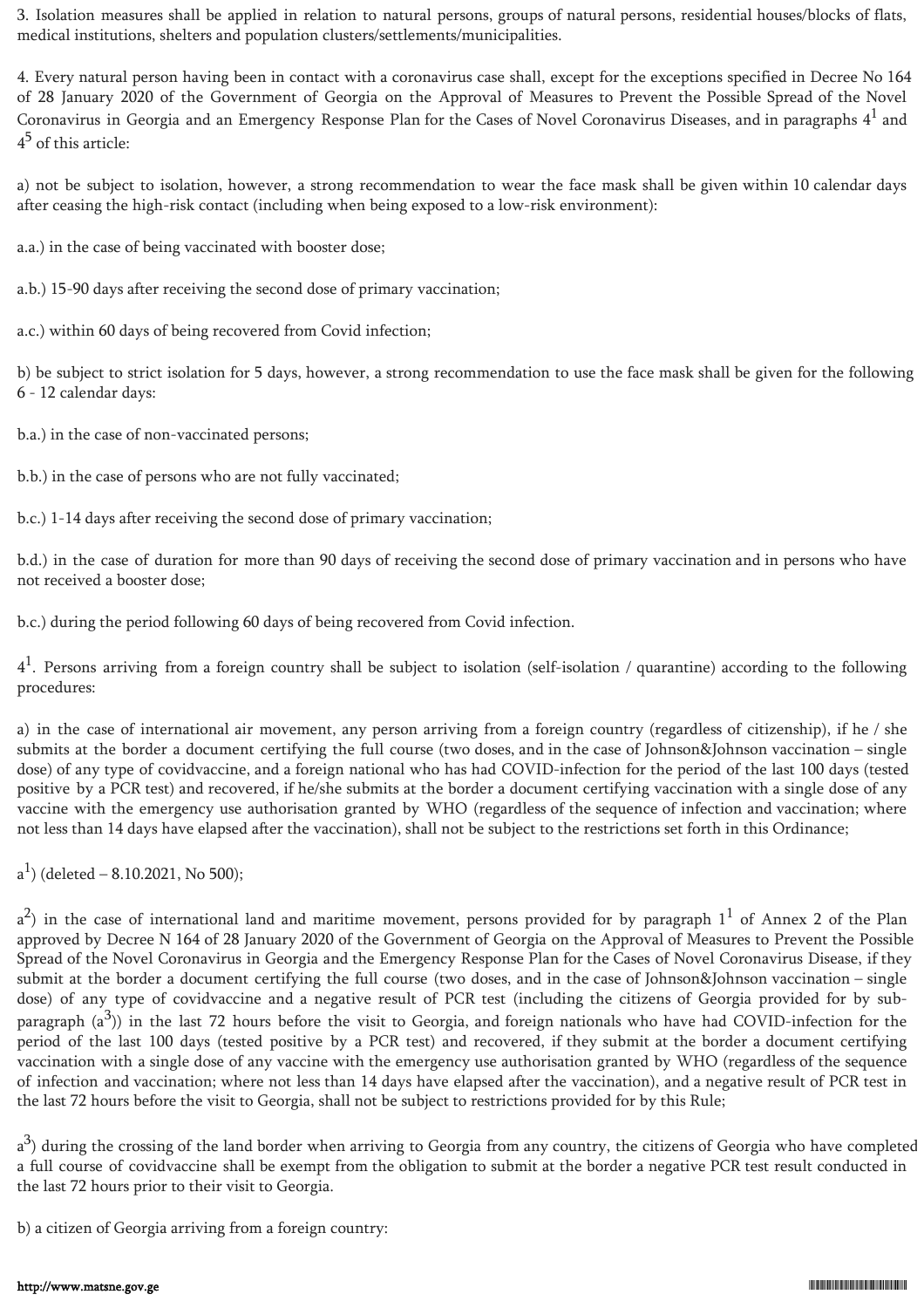3. Isolation measures shall be applied in relation to natural persons, groups of natural persons, residential houses/blocks of flats, medical institutions, shelters and population clusters/settlements/municipalities.

4. Every natural person having been in contact with a coronavirus case shall, except for the exceptions specified in Decree No 164 of 28 January 2020 of the Government of Georgia on the Approval of Measures to Prevent the Possible Spread of the Novel Coronavirus in Georgia and an Emergency Response Plan for the Cases of Novel Coronavirus Diseases, and in paragraphs $4^1$ and $4^5$ of this article:

a) not be subject to isolation, however, a strong recommendation to wear the face mask shall be given within 10 calendar days after ceasing the high-risk contact (including when being exposed to a low-risk environment):

a.a.) in the case of being vaccinated with booster dose;

a.b.) 15-90 days after receiving the second dose of primary vaccination;

a.c.) within 60 days of being recovered from Covid infection;

b) be subject to strict isolation for 5 days, however, a strong recommendation to use the face mask shall be given for the following 6 - 12 calendar days:

b.a.) in the case of non-vaccinated persons;

b.b.) in the case of persons who are not fully vaccinated;

b.c.) 1-14 days after receiving the second dose of primary vaccination;

b.d.) in the case of duration for more than 90 days of receiving the second dose of primary vaccination and in persons who have not received a booster dose;

b.c.) during the period following 60 days of being recovered from Covid infection.

$4^1$. Persons arriving from a foreign country shall be subject to isolation (self-isolation / quarantine) according to the following procedures:

a) in the case of international air movement, any person arriving from a foreign country (regardless of citizenship), if he / she submits at the border a document certifying the full course (two doses, and in the case of Johnson&Johnson vaccination – single dose) of any type of covidvaccine, and a foreign national who has had COVID-infection for the period of the last 100 days (tested positive by a PCR test) and recovered, if he/she submits at the border a document certifying vaccination with a single dose of any vaccine with the emergency use authorisation granted by WHO (regardless of the sequence of infection and vaccination; where not less than 14 days have elapsed after the vaccination), shall not be subject to the restrictions set forth in this Ordinance;

$a^1$) (deleted – 8.10.2021, No 500);

$a^2$) in the case of international land and maritime movement, persons provided for by paragraph $1^1$ of Annex 2 of the Plan approved by Decree N 164 of 28 January 2020 of the Government of Georgia on the Approval of Measures to Prevent the Possible Spread of the Novel Coronavirus in Georgia and the Emergency Response Plan for the Cases of Novel Coronavirus Disease, if they submit at the border a document certifying the full course (two doses, and in the case of Johnson&Johnson vaccination – single dose) of any type of covidvaccine and a negative result of PCR test (including the citizens of Georgia provided for by sub-paragraph ($a^3$)) in the last 72 hours before the visit to Georgia, and foreign nationals who have had COVID-infection for the period of the last 100 days (tested positive by a PCR test) and recovered, if they submit at the border a document certifying vaccination with a single dose of any vaccine with the emergency use authorisation granted by WHO (regardless of the sequence of infection and vaccination; where not less than 14 days have elapsed after the vaccination), and a negative result of PCR test in the last 72 hours before the visit to Georgia, shall not be subject to restrictions provided for by this Rule;

$a^3$) during the crossing of the land border when arriving to Georgia from any country, the citizens of Georgia who have completed a full course of covidvaccine shall be exempt from the obligation to submit at the border a negative PCR test result conducted in the last 72 hours prior to their visit to Georgia.

b) a citizen of Georgia arriving from a foreign country: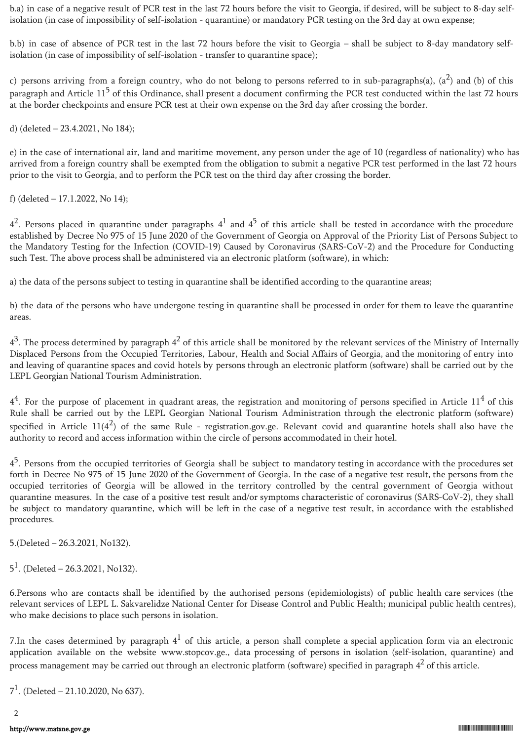b.a) in case of a negative result of PCR test in the last 72 hours before the visit to Georgia, if desired, will be subject to 8-day self-isolation (in case of impossibility of self-isolation - quarantine) or mandatory PCR testing on the 3rd day at own expense;

b.b) in case of absence of PCR test in the last 72 hours before the visit to Georgia – shall be subject to 8-day mandatory self-isolation (in case of impossibility of self-isolation - transfer to quarantine space);

c) persons arriving from a foreign country, who do not belong to persons referred to in sub-paragraphs(a), ($a^2$) and (b) of this paragraph and Article $11^5$ of this Ordinance, shall present a document confirming the PCR test conducted within the last 72 hours at the border checkpoints and ensure PCR test at their own expense on the 3rd day after crossing the border.

d) (deleted – 23.4.2021, No 184);

e) in the case of international air, land and maritime movement, any person under the age of 10 (regardless of nationality) who has arrived from a foreign country shall be exempted from the obligation to submit a negative PCR test performed in the last 72 hours prior to the visit to Georgia, and to perform the PCR test on the third day after crossing the border.

f) (deleted – 17.1.2022, No 14);

$4^2$. Persons placed in quarantine under paragraphs $4^1$ and $4^5$ of this article shall be tested in accordance with the procedure established by Decree No 975 of 15 June 2020 of the Government of Georgia on Approval of the Priority List of Persons Subject to the Mandatory Testing for the Infection (COVID-19) Caused by Coronavirus (SARS-CoV-2) and the Procedure for Conducting such Test. The above process shall be administered via an electronic platform (software), in which:

a) the data of the persons subject to testing in quarantine shall be identified according to the quarantine areas;

b) the data of the persons who have undergone testing in quarantine shall be processed in order for them to leave the quarantine areas.

$4^3$. The process determined by paragraph $4^2$ of this article shall be monitored by the relevant services of the Ministry of Internally Displaced Persons from the Occupied Territories, Labour, Health and Social Affairs of Georgia, and the monitoring of entry into and leaving of quarantine spaces and covid hotels by persons through an electronic platform (software) shall be carried out by the LEPL Georgian National Tourism Administration.

$4^4$. For the purpose of placement in quadrant areas, the registration and monitoring of persons specified in Article $11^4$ of this Rule shall be carried out by the LEPL Georgian National Tourism Administration through the electronic platform (software) specified in Article 11($4^2$) of the same Rule - registration.gov.ge. Relevant covid and quarantine hotels shall also have the authority to record and access information within the circle of persons accommodated in their hotel.

$4^5$. Persons from the occupied territories of Georgia shall be subject to mandatory testing in accordance with the procedures set forth in Decree No 975 of 15 June 2020 of the Government of Georgia. In the case of a negative test result, the persons from the occupied territories of Georgia will be allowed in the territory controlled by the central government of Georgia without quarantine measures. In the case of a positive test result and/or symptoms characteristic of coronavirus (SARS-CoV-2), they shall be subject to mandatory quarantine, which will be left in the case of a negative test result, in accordance with the established procedures.

5.(Deleted – 26.3.2021, No132).

$5^1$. (Deleted – 26.3.2021, No132).

6.Persons who are contacts shall be identified by the authorised persons (epidemiologists) of public health care services (the relevant services of LEPL L. Sakvarelidze National Center for Disease Control and Public Health; municipal public health centres), who make decisions to place such persons in isolation.

7.In the cases determined by paragraph $4^1$ of this article, a person shall complete a special application form via an electronic application available on the website www.stopcov.ge., data processing of persons in isolation (self-isolation, quarantine) and process management may be carried out through an electronic platform (software) specified in paragraph $4^2$ of this article.

$7^1$. (Deleted – 21.10.2020, No 637).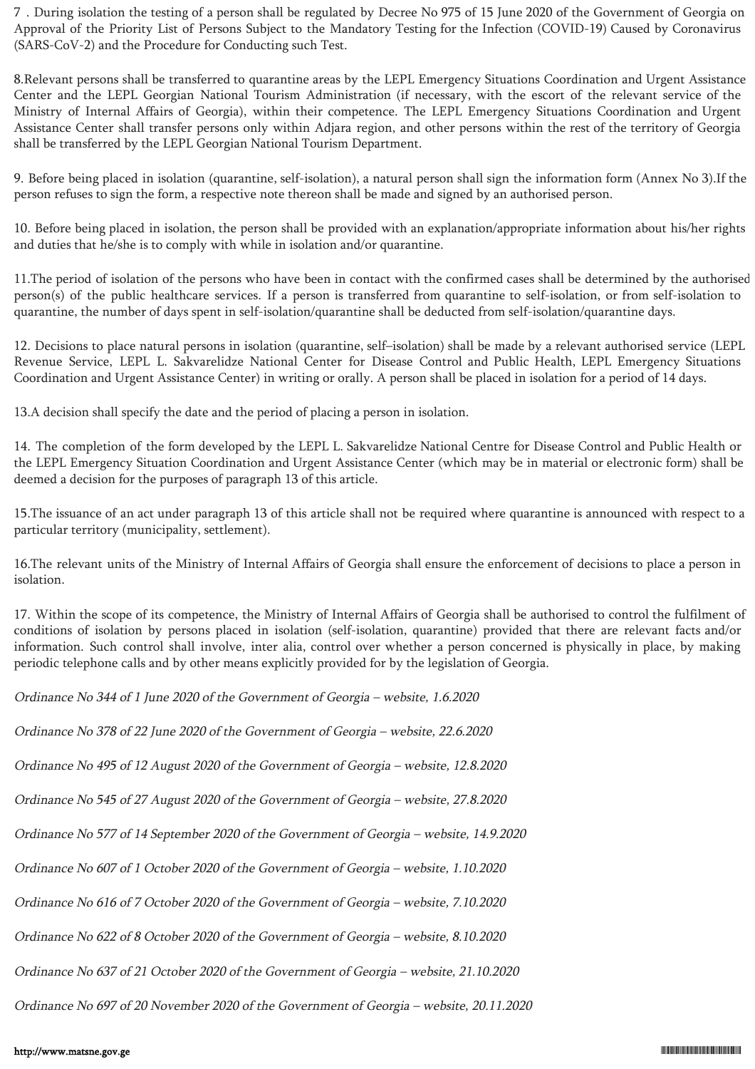7 . During isolation the testing of a person shall be regulated by Decree No 975 of 15 June 2020 of the Government of Georgia on Approval of the Priority List of Persons Subject to the Mandatory Testing for the Infection (COVID-19) Caused by Coronavirus (SARS-CoV-2) and the Procedure for Conducting such Test.

8.Relevant persons shall be transferred to quarantine areas by the LEPL Emergency Situations Coordination and Urgent Assistance Center and the LEPL Georgian National Tourism Administration (if necessary, with the escort of the relevant service of the Ministry of Internal Affairs of Georgia), within their competence. The LEPL Emergency Situations Coordination and Urgent Assistance Center shall transfer persons only within Adjara region, and other persons within the rest of the territory of Georgia shall be transferred by the LEPL Georgian National Tourism Department.

9. Before being placed in isolation (quarantine, self-isolation), a natural person shall sign the information form (Annex No 3).If the person refuses to sign the form, a respective note thereon shall be made and signed by an authorised person.

10. Before being placed in isolation, the person shall be provided with an explanation/appropriate information about his/her rights and duties that he/she is to comply with while in isolation and/or quarantine.

11.The period of isolation of the persons who have been in contact with the confirmed cases shall be determined by the authorised person(s) of the public healthcare services. If a person is transferred from quarantine to self-isolation, or from self-isolation to quarantine, the number of days spent in self-isolation/quarantine shall be deducted from self-isolation/quarantine days.

12. Decisions to place natural persons in isolation (quarantine, self–isolation) shall be made by a relevant authorised service (LEPL Revenue Service, LEPL L. Sakvarelidze National Center for Disease Control and Public Health, LEPL Emergency Situations Coordination and Urgent Assistance Center) in writing or orally. A person shall be placed in isolation for a period of 14 days.

13.A decision shall specify the date and the period of placing a person in isolation.

14. The completion of the form developed by the LEPL L. Sakvarelidze National Centre for Disease Control and Public Health or the LEPL Emergency Situation Coordination and Urgent Assistance Center (which may be in material or electronic form) shall be deemed a decision for the purposes of paragraph 13 of this article.

15.The issuance of an act under paragraph 13 of this article shall not be required where quarantine is announced with respect to a particular territory (municipality, settlement).

16.The relevant units of the Ministry of Internal Affairs of Georgia shall ensure the enforcement of decisions to place a person in isolation.

17. Within the scope of its competence, the Ministry of Internal Affairs of Georgia shall be authorised to control the fulfilment of conditions of isolation by persons placed in isolation (self-isolation, quarantine) provided that there are relevant facts and/or information. Such control shall involve, inter alia, control over whether a person concerned is physically in place, by making periodic telephone calls and by other means explicitly provided for by the legislation of Georgia.

*Ordinance No 344 of 1 June 2020 of the Government of Georgia – website, 1.6.2020*

*Ordinance No 378 of 22 June 2020 of the Government of Georgia – website, 22.6.2020*

*Ordinance No 495 of 12 August 2020 of the Government of Georgia – website, 12.8.2020*

*Ordinance No 545 of 27 August 2020 of the Government of Georgia – website, 27.8.2020*

*Ordinance No 577 of 14 September 2020 of the Government of Georgia – website, 14.9.2020*

*Ordinance No 607 of 1 October 2020 of the Government of Georgia – website, 1.10.2020*

*Ordinance No 616 of 7 October 2020 of the Government of Georgia – website, 7.10.2020*

*Ordinance No 622 of 8 October 2020 of the Government of Georgia – website, 8.10.2020*

*Ordinance No 637 of 21 October 2020 of the Government of Georgia – website, 21.10.2020*

*Ordinance No 697 of 20 November 2020 of the Government of Georgia – website, 20.11.2020*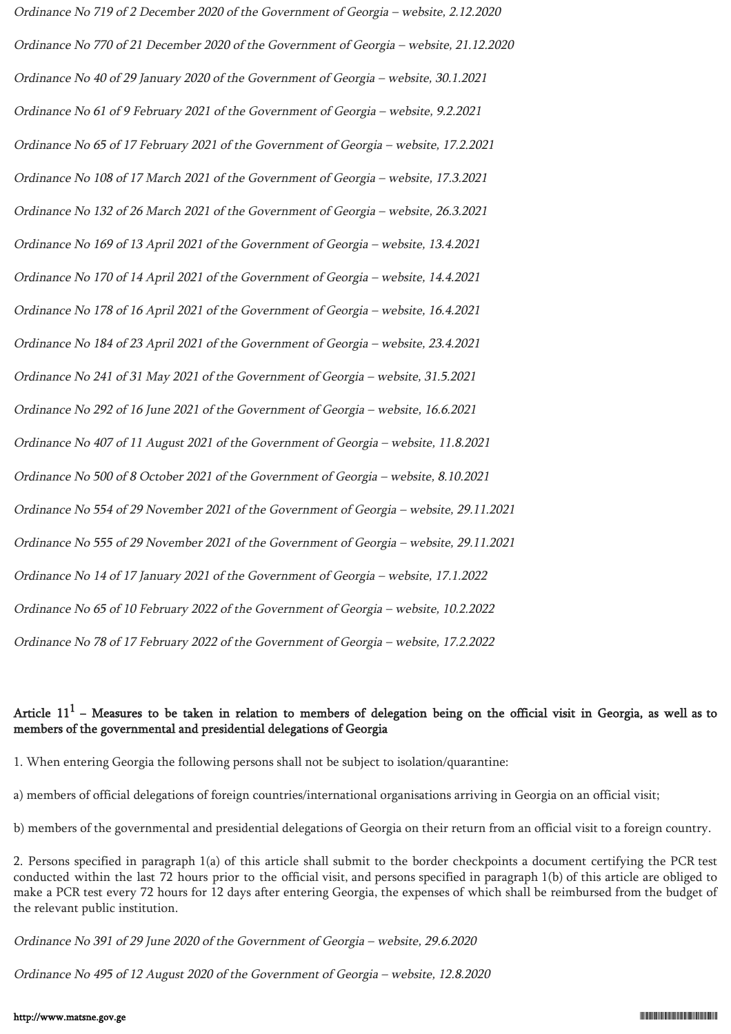*Ordinance No 719 of 2 December 2020 of the Government of Georgia – website, 2.12.2020*

*Ordinance No 770 of 21 December 2020 of the Government of Georgia – website, 21.12.2020*

*Ordinance No 40 of 29 January 2020 of the Government of Georgia – website, 30.1.2021*

*Ordinance No 61 of 9 February 2021 of the Government of Georgia – website, 9.2.2021*

*Ordinance No 65 of 17 February 2021 of the Government of Georgia – website, 17.2.2021*

*Ordinance No 108 of 17 March 2021 of the Government of Georgia – website, 17.3.2021*

*Ordinance No 132 of 26 March 2021 of the Government of Georgia – website, 26.3.2021*

*Ordinance No 169 of 13 April 2021 of the Government of Georgia – website, 13.4.2021*

*Ordinance No 170 of 14 April 2021 of the Government of Georgia – website, 14.4.2021*

*Ordinance No 178 of 16 April 2021 of the Government of Georgia – website, 16.4.2021*

*Ordinance No 184 of 23 April 2021 of the Government of Georgia – website, 23.4.2021*

*Ordinance No 241 of 31 May 2021 of the Government of Georgia – website, 31.5.2021*

*Ordinance No 292 of 16 June 2021 of the Government of Georgia – website, 16.6.2021*

*Ordinance No 407 of 11 August 2021 of the Government of Georgia – website, 11.8.2021*

*Ordinance No 500 of 8 October 2021 of the Government of Georgia – website, 8.10.2021*

*Ordinance No 554 of 29 November 2021 of the Government of Georgia – website, 29.11.2021*

*Ordinance No 555 of 29 November 2021 of the Government of Georgia – website, 29.11.2021*

*Ordinance No 14 of 17 January 2021 of the Government of Georgia – website, 17.1.2022*

*Ordinance No 65 of 10 February 2022 of the Government of Georgia – website, 10.2.2022*

*Ordinance No 78 of 17 February 2022 of the Government of Georgia – website, 17.2.2022*

### Article 11[1] – Measures to be taken in relation to members of delegation being on the official visit in Georgia, as well as to members of the governmental and presidential delegations of Georgia

1. When entering Georgia the following persons shall not be subject to isolation/quarantine:

a) members of official delegations of foreign countries/international organisations arriving in Georgia on an official visit;

b) members of the governmental and presidential delegations of Georgia on their return from an official visit to a foreign country.

2. Persons specified in paragraph 1(a) of this article shall submit to the border checkpoints a document certifying the PCR test conducted within the last 72 hours prior to the official visit, and persons specified in paragraph 1(b) of this article are obliged to make a PCR test every 72 hours for 12 days after entering Georgia, the expenses of which shall be reimbursed from the budget of the relevant public institution.

*Ordinance No 391 of 29 June 2020 of the Government of Georgia – website, 29.6.2020*

*Ordinance No 495 of 12 August 2020 of the Government of Georgia – website, 12.8.2020*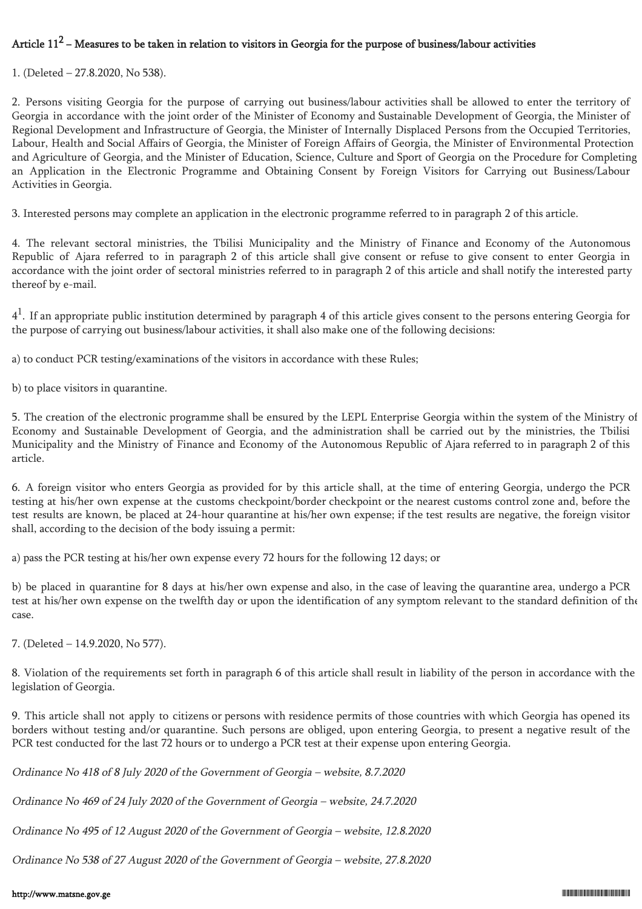### Article $11^2$ – Measures to be taken in relation to visitors in Georgia for the purpose of business/labour activities

1. (Deleted – 27.8.2020, No 538).

2. Persons visiting Georgia for the purpose of carrying out business/labour activities shall be allowed to enter the territory of Georgia in accordance with the joint order of the Minister of Economy and Sustainable Development of Georgia, the Minister of Regional Development and Infrastructure of Georgia, the Minister of Internally Displaced Persons from the Occupied Territories, Labour, Health and Social Affairs of Georgia, the Minister of Foreign Affairs of Georgia, the Minister of Environmental Protection and Agriculture of Georgia, and the Minister of Education, Science, Culture and Sport of Georgia on the Procedure for Completing an Application in the Electronic Programme and Obtaining Consent by Foreign Visitors for Carrying out Business/Labour Activities in Georgia.

3. Interested persons may complete an application in the electronic programme referred to in paragraph 2 of this article.

4. The relevant sectoral ministries, the Tbilisi Municipality and the Ministry of Finance and Economy of the Autonomous Republic of Ajara referred to in paragraph 2 of this article shall give consent or refuse to give consent to enter Georgia in accordance with the joint order of sectoral ministries referred to in paragraph 2 of this article and shall notify the interested party thereof by e-mail.

$4^1$. If an appropriate public institution determined by paragraph 4 of this article gives consent to the persons entering Georgia for the purpose of carrying out business/labour activities, it shall also make one of the following decisions:

a) to conduct PCR testing/examinations of the visitors in accordance with these Rules;

b) to place visitors in quarantine.

5. The creation of the electronic programme shall be ensured by the LEPL Enterprise Georgia within the system of the Ministry of Economy and Sustainable Development of Georgia, and the administration shall be carried out by the ministries, the Tbilisi Municipality and the Ministry of Finance and Economy of the Autonomous Republic of Ajara referred to in paragraph 2 of this article.

6. A foreign visitor who enters Georgia as provided for by this article shall, at the time of entering Georgia, undergo the PCR testing at his/her own expense at the customs checkpoint/border checkpoint or the nearest customs control zone and, before the test results are known, be placed at 24-hour quarantine at his/her own expense; if the test results are negative, the foreign visitor shall, according to the decision of the body issuing a permit:

a) pass the PCR testing at his/her own expense every 72 hours for the following 12 days; or

b) be placed in quarantine for 8 days at his/her own expense and also, in the case of leaving the quarantine area, undergo a PCR test at his/her own expense on the twelfth day or upon the identification of any symptom relevant to the standard definition of the case.

7. (Deleted – 14.9.2020, No 577).

8. Violation of the requirements set forth in paragraph 6 of this article shall result in liability of the person in accordance with the legislation of Georgia.

9. This article shall not apply to citizens or persons with residence permits of those countries with which Georgia has opened its borders without testing and/or quarantine. Such persons are obliged, upon entering Georgia, to present a negative result of the PCR test conducted for the last 72 hours or to undergo a PCR test at their expense upon entering Georgia.

*Ordinance No 418 of 8 July 2020 of the Government of Georgia – website, 8.7.2020*

*Ordinance No 469 of 24 July 2020 of the Government of Georgia – website, 24.7.2020*

*Ordinance No 495 of 12 August 2020 of the Government of Georgia – website, 12.8.2020*

*Ordinance No 538 of 27 August 2020 of the Government of Georgia – website, 27.8.2020*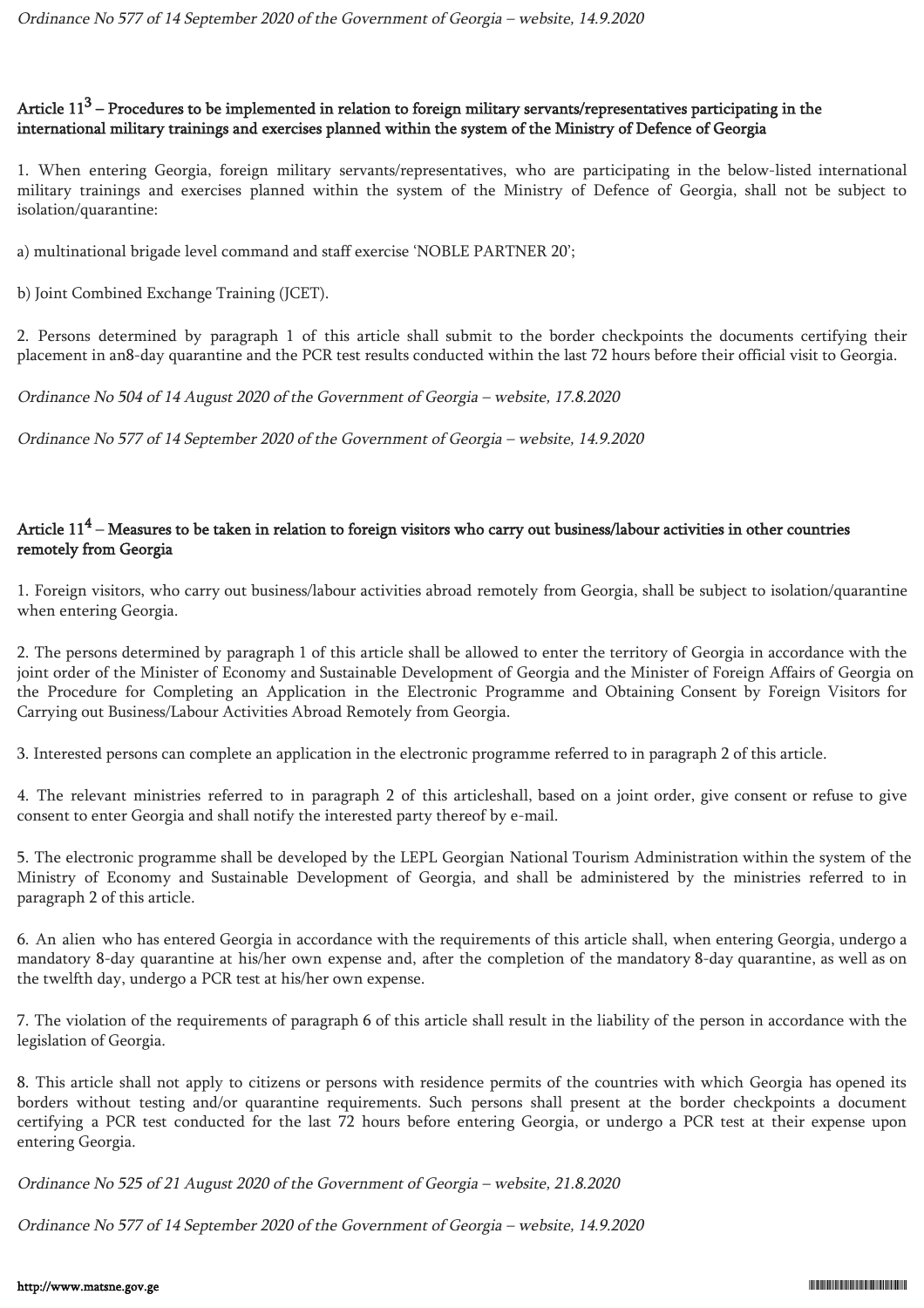*Ordinance No 577 of 14 September 2020 of the Government of Georgia – website, 14.9.2020*

### Article 11[3] – Procedures to be implemented in relation to foreign military servants/representatives participating in the international military trainings and exercises planned within the system of the Ministry of Defence of Georgia

1. When entering Georgia, foreign military servants/representatives, who are participating in the below-listed international military trainings and exercises planned within the system of the Ministry of Defence of Georgia, shall not be subject to isolation/quarantine:

a) multinational brigade level command and staff exercise 'NOBLE PARTNER 20';

b) Joint Combined Exchange Training (JCET).

2. Persons determined by paragraph 1 of this article shall submit to the border checkpoints the documents certifying their placement in an8-day quarantine and the PCR test results conducted within the last 72 hours before their official visit to Georgia.

*Ordinance No 504 of 14 August 2020 of the Government of Georgia – website, 17.8.2020*

*Ordinance No 577 of 14 September 2020 of the Government of Georgia – website, 14.9.2020*

### Article 11[4] – Measures to be taken in relation to foreign visitors who carry out business/labour activities in other countries remotely from Georgia

1. Foreign visitors, who carry out business/labour activities abroad remotely from Georgia, shall be subject to isolation/quarantine when entering Georgia.

2. The persons determined by paragraph 1 of this article shall be allowed to enter the territory of Georgia in accordance with the joint order of the Minister of Economy and Sustainable Development of Georgia and the Minister of Foreign Affairs of Georgia on the Procedure for Completing an Application in the Electronic Programme and Obtaining Consent by Foreign Visitors for Carrying out Business/Labour Activities Abroad Remotely from Georgia.

3. Interested persons can complete an application in the electronic programme referred to in paragraph 2 of this article.

4. The relevant ministries referred to in paragraph 2 of this articleshall, based on a joint order, give consent or refuse to give consent to enter Georgia and shall notify the interested party thereof by e-mail.

5. The electronic programme shall be developed by the LEPL Georgian National Tourism Administration within the system of the Ministry of Economy and Sustainable Development of Georgia, and shall be administered by the ministries referred to in paragraph 2 of this article.

6. An alien who has entered Georgia in accordance with the requirements of this article shall, when entering Georgia, undergo a mandatory 8-day quarantine at his/her own expense and, after the completion of the mandatory 8-day quarantine, as well as on the twelfth day, undergo a PCR test at his/her own expense.

7. The violation of the requirements of paragraph 6 of this article shall result in the liability of the person in accordance with the legislation of Georgia.

8. This article shall not apply to citizens or persons with residence permits of the countries with which Georgia has opened its borders without testing and/or quarantine requirements. Such persons shall present at the border checkpoints a document certifying a PCR test conducted for the last 72 hours before entering Georgia, or undergo a PCR test at their expense upon entering Georgia.

*Ordinance No 525 of 21 August 2020 of the Government of Georgia – website, 21.8.2020*

*Ordinance No 577 of 14 September 2020 of the Government of Georgia – website, 14.9.2020*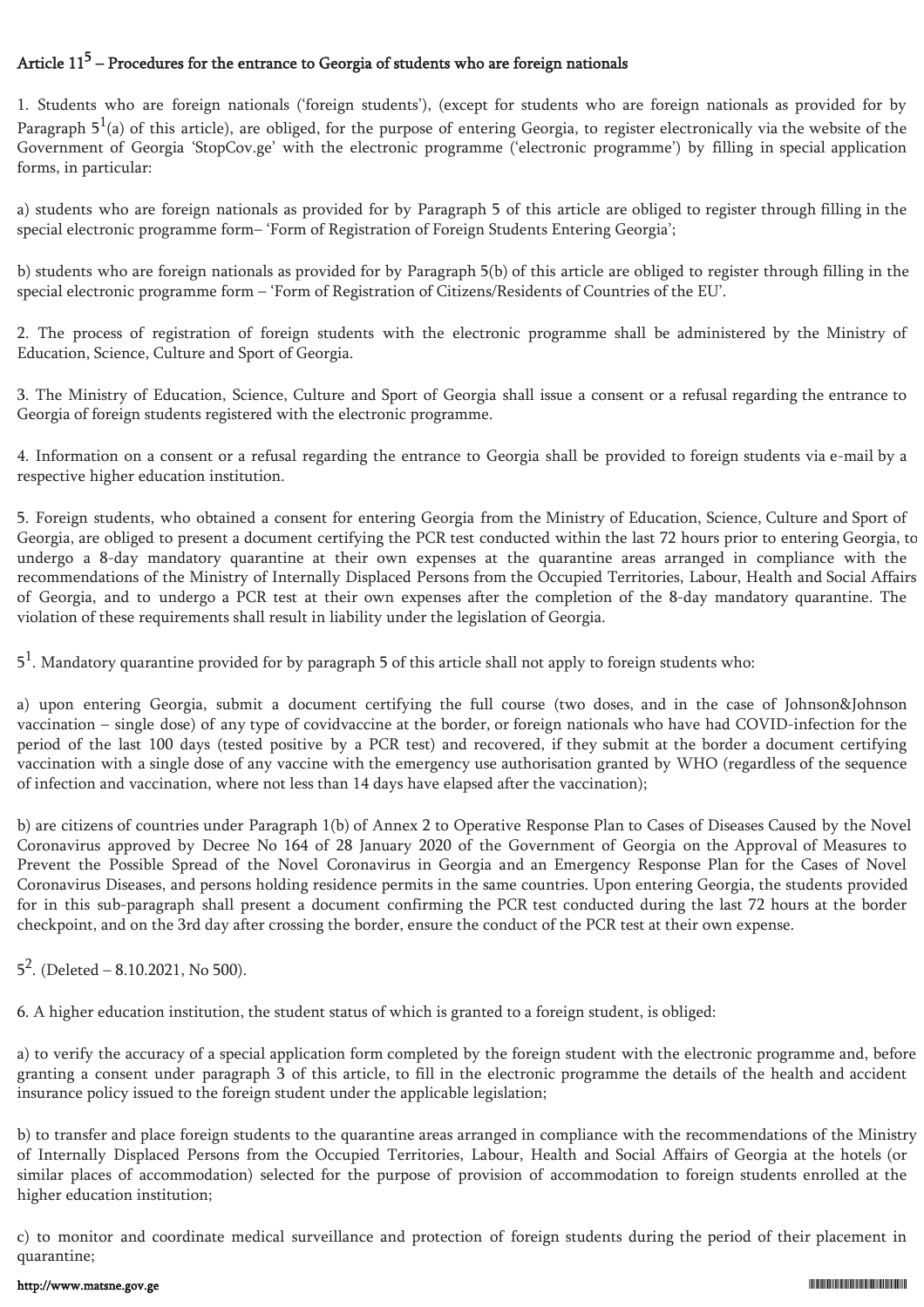## Article 11[5] – Procedures for the entrance to Georgia of students who are foreign nationals

1. Students who are foreign nationals ('foreign students'), (except for students who are foreign nationals as provided for by Paragraph 5[1](a) of this article), are obliged, for the purpose of entering Georgia, to register electronically via the website of the Government of Georgia 'StopCov.ge' with the electronic programme ('electronic programme') by filling in special application forms, in particular:

a) students who are foreign nationals as provided for by Paragraph 5 of this article are obliged to register through filling in the special electronic programme form– 'Form of Registration of Foreign Students Entering Georgia';

b) students who are foreign nationals as provided for by Paragraph 5(b) of this article are obliged to register through filling in the special electronic programme form – 'Form of Registration of Citizens/Residents of Countries of the EU'.

2. The process of registration of foreign students with the electronic programme shall be administered by the Ministry of Education, Science, Culture and Sport of Georgia.

3. The Ministry of Education, Science, Culture and Sport of Georgia shall issue a consent or a refusal regarding the entrance to Georgia of foreign students registered with the electronic programme.

4. Information on a consent or a refusal regarding the entrance to Georgia shall be provided to foreign students via e-mail by a respective higher education institution.

5. Foreign students, who obtained a consent for entering Georgia from the Ministry of Education, Science, Culture and Sport of Georgia, are obliged to present a document certifying the PCR test conducted within the last 72 hours prior to entering Georgia, to undergo a 8-day mandatory quarantine at their own expenses at the quarantine areas arranged in compliance with the recommendations of the Ministry of Internally Displaced Persons from the Occupied Territories, Labour, Health and Social Affairs of Georgia, and to undergo a PCR test at their own expenses after the completion of the 8-day mandatory quarantine. The violation of these requirements shall result in liability under the legislation of Georgia.

5[1]. Mandatory quarantine provided for by paragraph 5 of this article shall not apply to foreign students who:

a) upon entering Georgia, submit a document certifying the full course (two doses, and in the case of Johnson&Johnson vaccination – single dose) of any type of covidvaccine at the border, or foreign nationals who have had COVID-infection for the period of the last 100 days (tested positive by a PCR test) and recovered, if they submit at the border a document certifying vaccination with a single dose of any vaccine with the emergency use authorisation granted by WHO (regardless of the sequence of infection and vaccination, where not less than 14 days have elapsed after the vaccination);

b) are citizens of countries under Paragraph 1(b) of Annex 2 to Operative Response Plan to Cases of Diseases Caused by the Novel Coronavirus approved by Decree No 164 of 28 January 2020 of the Government of Georgia on the Approval of Measures to Prevent the Possible Spread of the Novel Coronavirus in Georgia and an Emergency Response Plan for the Cases of Novel Coronavirus Diseases, and persons holding residence permits in the same countries. Upon entering Georgia, the students provided for in this sub-paragraph shall present a document confirming the PCR test conducted during the last 72 hours at the border checkpoint, and on the 3rd day after crossing the border, ensure the conduct of the PCR test at their own expense.

5[2]. (Deleted – 8.10.2021, No 500).

6. A higher education institution, the student status of which is granted to a foreign student, is obliged:

a) to verify the accuracy of a special application form completed by the foreign student with the electronic programme and, before granting a consent under paragraph 3 of this article, to fill in the electronic programme the details of the health and accident insurance policy issued to the foreign student under the applicable legislation;

b) to transfer and place foreign students to the quarantine areas arranged in compliance with the recommendations of the Ministry of Internally Displaced Persons from the Occupied Territories, Labour, Health and Social Affairs of Georgia at the hotels (or similar places of accommodation) selected for the purpose of provision of accommodation to foreign students enrolled at the higher education institution;

c) to monitor and coordinate medical surveillance and protection of foreign students during the period of their placement in quarantine;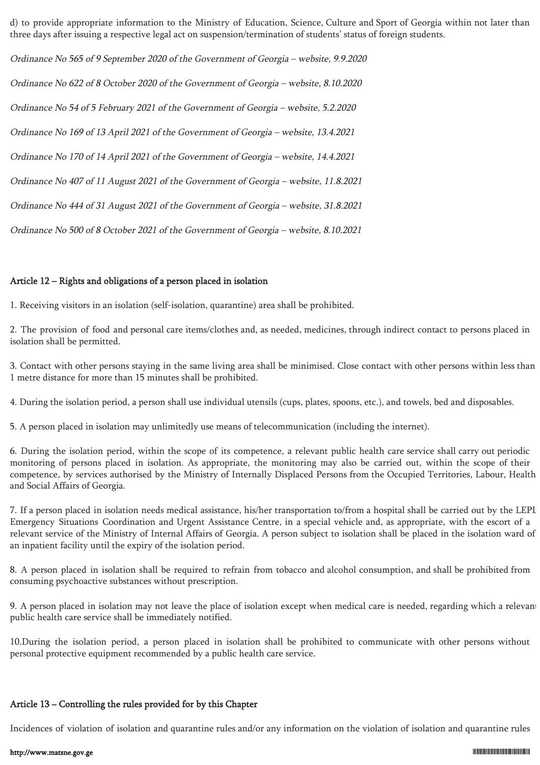d) to provide appropriate information to the Ministry of Education, Science, Culture and Sport of Georgia within not later than three days after issuing a respective legal act on suspension/termination of students' status of foreign students.

*Ordinance No 565 of 9 September 2020 of the Government of Georgia – website, 9.9.2020*

*Ordinance No 622 of 8 October 2020 of the Government of Georgia – website, 8.10.2020*

*Ordinance No 54 of 5 February 2021 of the Government of Georgia – website, 5.2.2020*

*Ordinance No 169 of 13 April 2021 of the Government of Georgia – website, 13.4.2021*

*Ordinance No 170 of 14 April 2021 of the Government of Georgia – website, 14.4.2021*

*Ordinance No 407 of 11 August 2021 of the Government of Georgia – website, 11.8.2021*

*Ordinance No 444 of 31 August 2021 of the Government of Georgia – website, 31.8.2021*

*Ordinance No 500 of 8 October 2021 of the Government of Georgia – website, 8.10.2021*

#### Article 12 – Rights and obligations of a person placed in isolation

1. Receiving visitors in an isolation (self-isolation, quarantine) area shall be prohibited.

2. The provision of food and personal care items/clothes and, as needed, medicines, through indirect contact to persons placed in isolation shall be permitted.

3. Contact with other persons staying in the same living area shall be minimised. Close contact with other persons within less than 1 metre distance for more than 15 minutes shall be prohibited.

4. During the isolation period, a person shall use individual utensils (cups, plates, spoons, etc.), and towels, bed and disposables.

5. A person placed in isolation may unlimitedly use means of telecommunication (including the internet).

6. During the isolation period, within the scope of its competence, a relevant public health care service shall carry out periodic monitoring of persons placed in isolation. As appropriate, the monitoring may also be carried out, within the scope of their competence, by services authorised by the Ministry of Internally Displaced Persons from the Occupied Territories, Labour, Health and Social Affairs of Georgia.

7. If a person placed in isolation needs medical assistance, his/her transportation to/from a hospital shall be carried out by the LEPL Emergency Situations Coordination and Urgent Assistance Centre, in a special vehicle and, as appropriate, with the escort of a relevant service of the Ministry of Internal Affairs of Georgia. A person subject to isolation shall be placed in the isolation ward of an inpatient facility until the expiry of the isolation period.

8. A person placed in isolation shall be required to refrain from tobacco and alcohol consumption, and shall be prohibited from consuming psychoactive substances without prescription.

9. A person placed in isolation may not leave the place of isolation except when medical care is needed, regarding which a relevant public health care service shall be immediately notified.

10.During the isolation period, a person placed in isolation shall be prohibited to communicate with other persons without personal protective equipment recommended by a public health care service.

#### Article 13 – Controlling the rules provided for by this Chapter

Incidences of violation of isolation and quarantine rules and/or any information on the violation of isolation and quarantine rules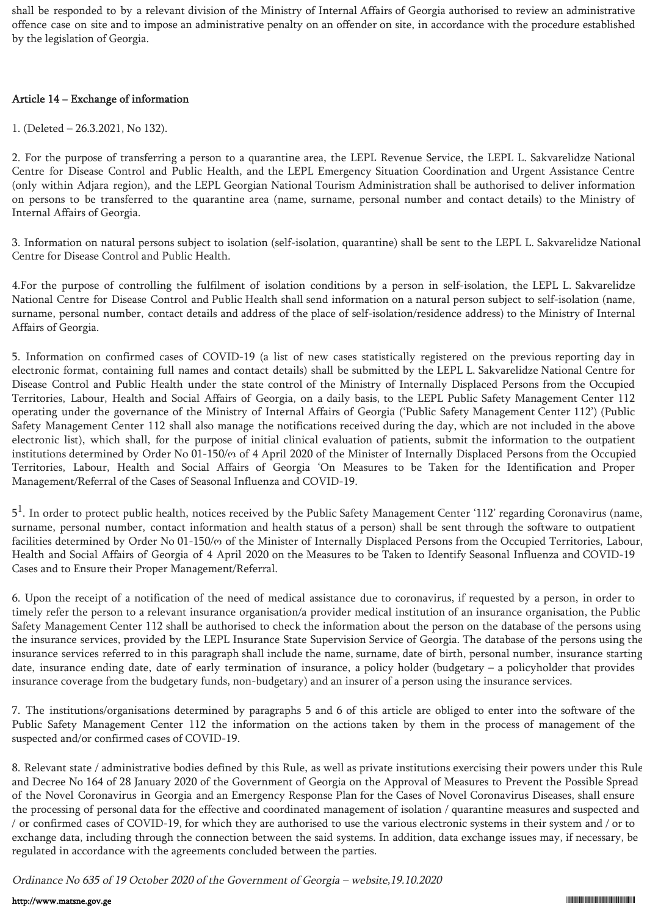shall be responded to by a relevant division of the Ministry of Internal Affairs of Georgia authorised to review an administrative offence case on site and to impose an administrative penalty on an offender on site, in accordance with the procedure established by the legislation of Georgia.

### Article 14 – Exchange of information

1. (Deleted – 26.3.2021, No 132).

2. For the purpose of transferring a person to a quarantine area, the LEPL Revenue Service, the LEPL L. Sakvarelidze National Centre for Disease Control and Public Health, and the LEPL Emergency Situation Coordination and Urgent Assistance Centre (only within Adjara region), and the LEPL Georgian National Tourism Administration shall be authorised to deliver information on persons to be transferred to the quarantine area (name, surname, personal number and contact details) to the Ministry of Internal Affairs of Georgia.

3. Information on natural persons subject to isolation (self-isolation, quarantine) shall be sent to the LEPL L. Sakvarelidze National Centre for Disease Control and Public Health.

4.For the purpose of controlling the fulfilment of isolation conditions by a person in self-isolation, the LEPL L. Sakvarelidze National Centre for Disease Control and Public Health shall send information on a natural person subject to self-isolation (name, surname, personal number, contact details and address of the place of self-isolation/residence address) to the Ministry of Internal Affairs of Georgia.

5. Information on confirmed cases of COVID-19 (a list of new cases statistically registered on the previous reporting day in electronic format, containing full names and contact details) shall be submitted by the LEPL L. Sakvarelidze National Centre for Disease Control and Public Health under the state control of the Ministry of Internally Displaced Persons from the Occupied Territories, Labour, Health and Social Affairs of Georgia, on a daily basis, to the LEPL Public Safety Management Center 112 operating under the governance of the Ministry of Internal Affairs of Georgia ('Public Safety Management Center 112') (Public Safety Management Center 112 shall also manage the notifications received during the day, which are not included in the above electronic list), which shall, for the purpose of initial clinical evaluation of patients, submit the information to the outpatient institutions determined by Order No 01-150/ო of 4 April 2020 of the Minister of Internally Displaced Persons from the Occupied Territories, Labour, Health and Social Affairs of Georgia 'On Measures to be Taken for the Identification and Proper Management/Referral of the Cases of Seasonal Influenza and COVID-19.

5[1]. In order to protect public health, notices received by the Public Safety Management Center '112' regarding Coronavirus (name, surname, personal number, contact information and health status of a person) shall be sent through the software to outpatient facilities determined by Order No 01-150/ო of the Minister of Internally Displaced Persons from the Occupied Territories, Labour, Health and Social Affairs of Georgia of 4 April 2020 on the Measures to be Taken to Identify Seasonal Influenza and COVID-19 Cases and to Ensure their Proper Management/Referral.

6. Upon the receipt of a notification of the need of medical assistance due to coronavirus, if requested by a person, in order to timely refer the person to a relevant insurance organisation/a provider medical institution of an insurance organisation, the Public Safety Management Center 112 shall be authorised to check the information about the person on the database of the persons using the insurance services, provided by the LEPL Insurance State Supervision Service of Georgia. The database of the persons using the insurance services referred to in this paragraph shall include the name, surname, date of birth, personal number, insurance starting date, insurance ending date, date of early termination of insurance, a policy holder (budgetary – a policyholder that provides insurance coverage from the budgetary funds, non-budgetary) and an insurer of a person using the insurance services.

7. The institutions/organisations determined by paragraphs 5 and 6 of this article are obliged to enter into the software of the Public Safety Management Center 112 the information on the actions taken by them in the process of management of the suspected and/or confirmed cases of COVID-19.

8. Relevant state / administrative bodies defined by this Rule, as well as private institutions exercising their powers under this Rule and Decree No 164 of 28 January 2020 of the Government of Georgia on the Approval of Measures to Prevent the Possible Spread of the Novel Coronavirus in Georgia and an Emergency Response Plan for the Cases of Novel Coronavirus Diseases, shall ensure the processing of personal data for the effective and coordinated management of isolation / quarantine measures and suspected and / or confirmed cases of COVID-19, for which they are authorised to use the various electronic systems in their system and / or to exchange data, including through the connection between the said systems. In addition, data exchange issues may, if necessary, be regulated in accordance with the agreements concluded between the parties.

*Ordinance No 635 of 19 October 2020 of the Government of Georgia – website,19.10.2020*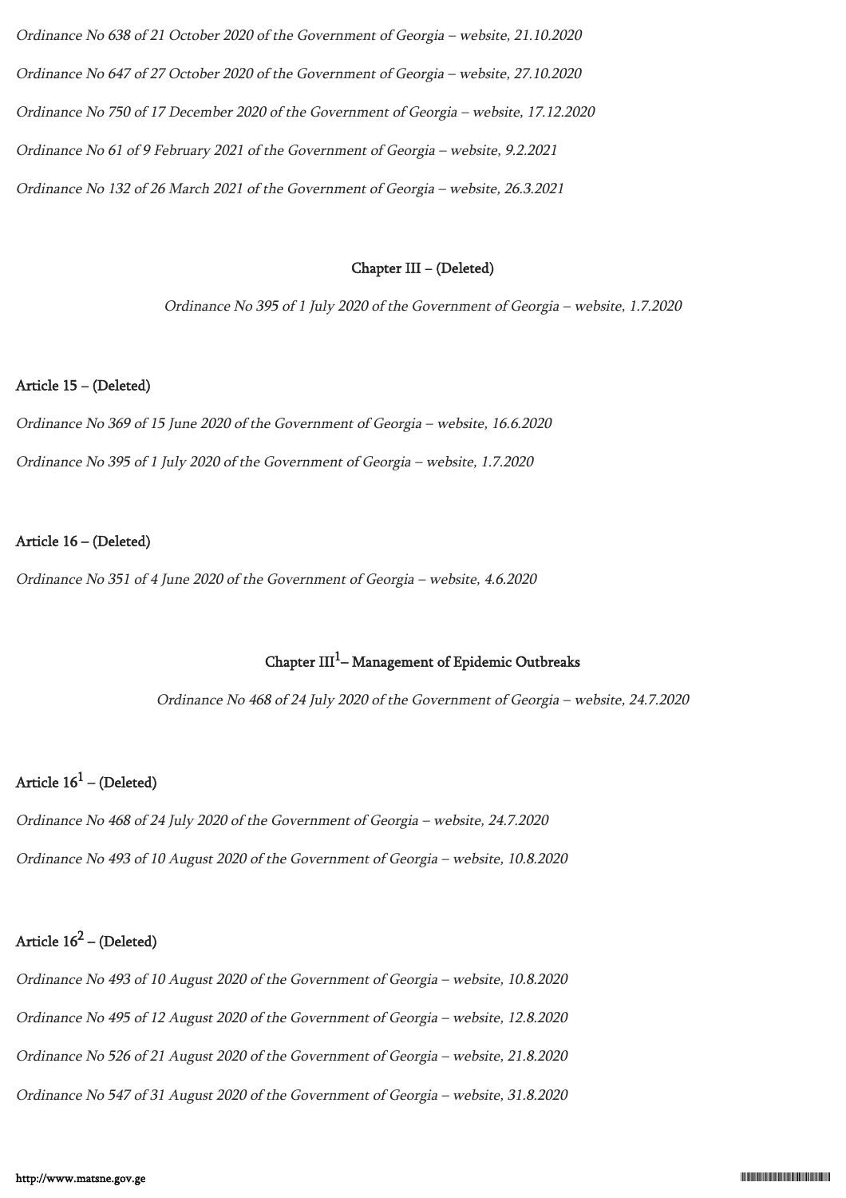*Ordinance No 638 of 21 October 2020 of the Government of Georgia – website, 21.10.2020*

*Ordinance No 647 of 27 October 2020 of the Government of Georgia – website, 27.10.2020*

*Ordinance No 750 of 17 December 2020 of the Government of Georgia – website, 17.12.2020*

*Ordinance No 61 of 9 February 2021 of the Government of Georgia – website, 9.2.2021*

*Ordinance No 132 of 26 March 2021 of the Government of Georgia – website, 26.3.2021*

## Chapter III – (Deleted)

*Ordinance No 395 of 1 July 2020 of the Government of Georgia – website, 1.7.2020*

### Article 15 – (Deleted)

*Ordinance No 369 of 15 June 2020 of the Government of Georgia – website, 16.6.2020*

*Ordinance No 395 of 1 July 2020 of the Government of Georgia – website, 1.7.2020*

### Article 16 – (Deleted)

*Ordinance No 351 of 4 June 2020 of the Government of Georgia – website, 4.6.2020*

## Chapter III[1]– Management of Epidemic Outbreaks

*Ordinance No 468 of 24 July 2020 of the Government of Georgia – website, 24.7.2020*

### Article 16[1] – (Deleted)

*Ordinance No 468 of 24 July 2020 of the Government of Georgia – website, 24.7.2020*

*Ordinance No 493 of 10 August 2020 of the Government of Georgia – website, 10.8.2020*

### Article 16[2] – (Deleted)

*Ordinance No 493 of 10 August 2020 of the Government of Georgia – website, 10.8.2020*

*Ordinance No 495 of 12 August 2020 of the Government of Georgia – website, 12.8.2020*

*Ordinance No 526 of 21 August 2020 of the Government of Georgia – website, 21.8.2020*

*Ordinance No 547 of 31 August 2020 of the Government of Georgia – website, 31.8.2020*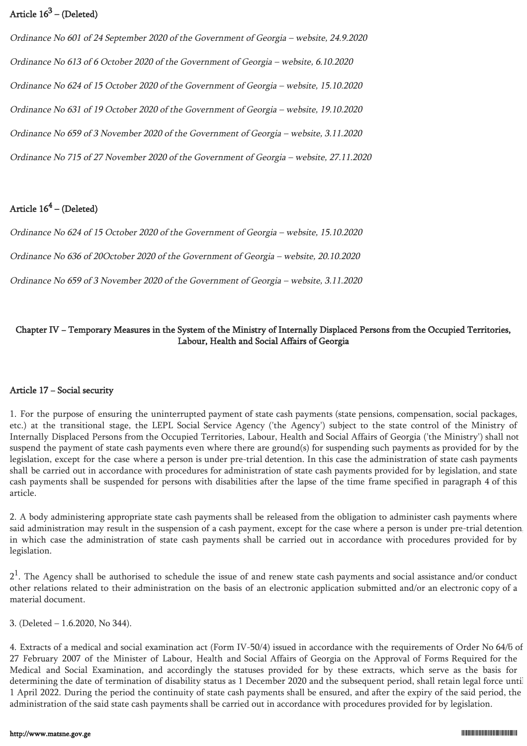## Article 16[3] – (Deleted)

*Ordinance No 601 of 24 September 2020 of the Government of Georgia – website, 24.9.2020*

*Ordinance No 613 of 6 October 2020 of the Government of Georgia – website, 6.10.2020*

*Ordinance No 624 of 15 October 2020 of the Government of Georgia – website, 15.10.2020*

*Ordinance No 631 of 19 October 2020 of the Government of Georgia – website, 19.10.2020*

*Ordinance No 659 of 3 November 2020 of the Government of Georgia – website, 3.11.2020*

*Ordinance No 715 of 27 November 2020 of the Government of Georgia – website, 27.11.2020*

## Article 16[4] – (Deleted)

*Ordinance No 624 of 15 October 2020 of the Government of Georgia – website, 15.10.2020*

*Ordinance No 636 of 20October 2020 of the Government of Georgia – website, 20.10.2020*

*Ordinance No 659 of 3 November 2020 of the Government of Georgia – website, 3.11.2020*

# Chapter IV – Temporary Measures in the System of the Ministry of Internally Displaced Persons from the Occupied Territories, Labour, Health and Social Affairs of Georgia

## Article 17 – Social security

1. For the purpose of ensuring the uninterrupted payment of state cash payments (state pensions, compensation, social packages, etc.) at the transitional stage, the LEPL Social Service Agency ('the Agency') subject to the state control of the Ministry of Internally Displaced Persons from the Occupied Territories, Labour, Health and Social Affairs of Georgia ('the Ministry') shall not suspend the payment of state cash payments even where there are ground(s) for suspending such payments as provided for by the legislation, except for the case where a person is under pre-trial detention. In this case the administration of state cash payments shall be carried out in accordance with procedures for administration of state cash payments provided for by legislation, and state cash payments shall be suspended for persons with disabilities after the lapse of the time frame specified in paragraph 4 of this article.

2. A body administering appropriate state cash payments shall be released from the obligation to administer cash payments where said administration may result in the suspension of a cash payment, except for the case where a person is under pre-trial detention, in which case the administration of state cash payments shall be carried out in accordance with procedures provided for by legislation.

2[1]. The Agency shall be authorised to schedule the issue of and renew state cash payments and social assistance and/or conduct other relations related to their administration on the basis of an electronic application submitted and/or an electronic copy of a material document.

3. (Deleted – 1.6.2020, No 344).

4. Extracts of a medical and social examination act (Form IV-50/4) issued in accordance with the requirements of Order No 64/ნ of 27 February 2007 of the Minister of Labour, Health and Social Affairs of Georgia on the Approval of Forms Required for the Medical and Social Examination, and accordingly the statuses provided for by these extracts, which serve as the basis for determining the date of termination of disability status as 1 December 2020 and the subsequent period, shall retain legal force until 1 April 2022. During the period the continuity of state cash payments shall be ensured, and after the expiry of the said period, the administration of the said state cash payments shall be carried out in accordance with procedures provided for by legislation.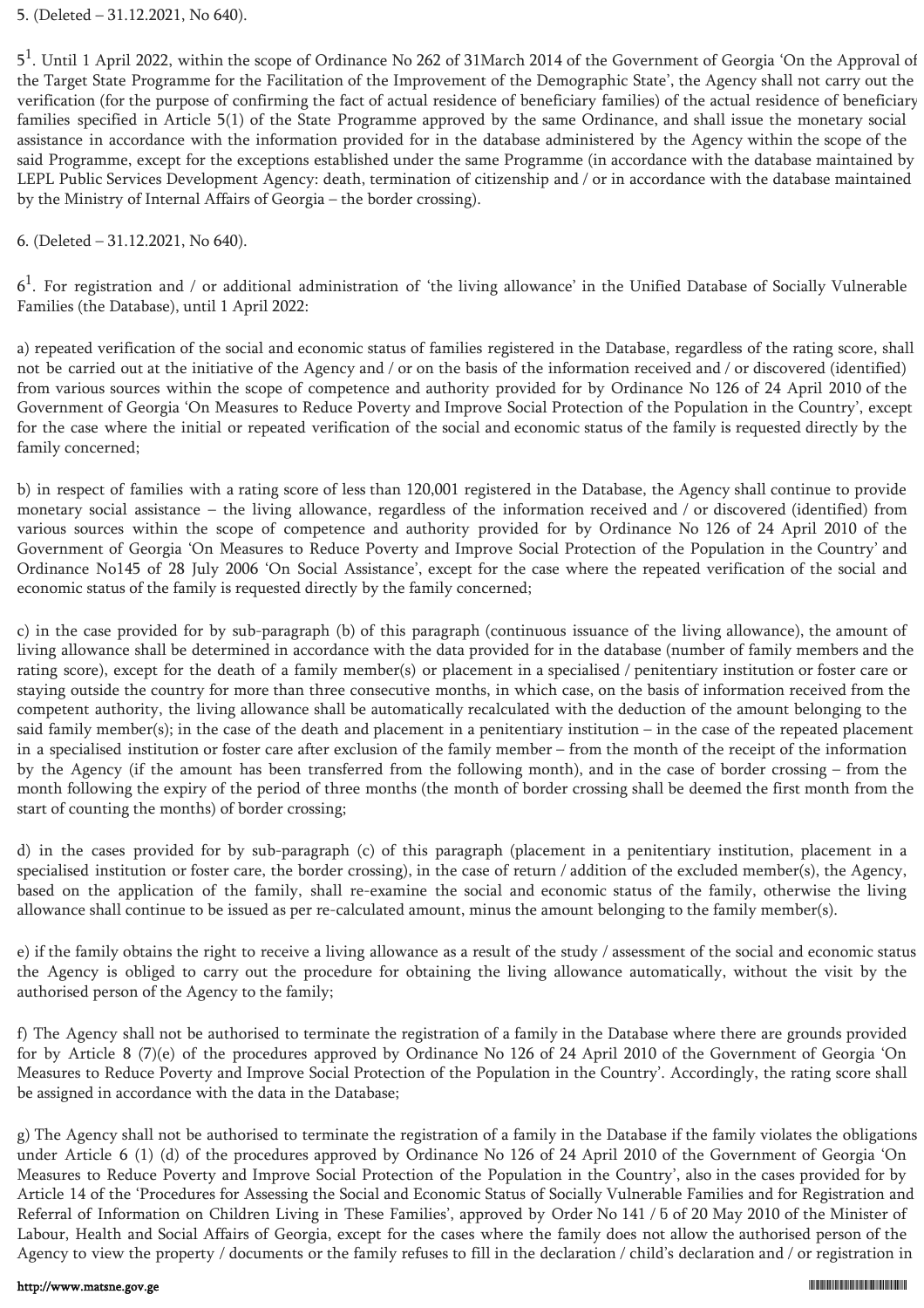5. (Deleted – 31.12.2021, No 640).

5[1]. Until 1 April 2022, within the scope of Ordinance No 262 of 31March 2014 of the Government of Georgia 'On the Approval of the Target State Programme for the Facilitation of the Improvement of the Demographic State', the Agency shall not carry out the verification (for the purpose of confirming the fact of actual residence of beneficiary families) of the actual residence of beneficiary families specified in Article 5(1) of the State Programme approved by the same Ordinance, and shall issue the monetary social assistance in accordance with the information provided for in the database administered by the Agency within the scope of the said Programme, except for the exceptions established under the same Programme (in accordance with the database maintained by LEPL Public Services Development Agency: death, termination of citizenship and / or in accordance with the database maintained by the Ministry of Internal Affairs of Georgia – the border crossing).

6. (Deleted – 31.12.2021, No 640).

6[1]. For registration and / or additional administration of 'the living allowance' in the Unified Database of Socially Vulnerable Families (the Database), until 1 April 2022:

a) repeated verification of the social and economic status of families registered in the Database, regardless of the rating score, shall not be carried out at the initiative of the Agency and / or on the basis of the information received and / or discovered (identified) from various sources within the scope of competence and authority provided for by Ordinance No 126 of 24 April 2010 of the Government of Georgia 'On Measures to Reduce Poverty and Improve Social Protection of the Population in the Country', except for the case where the initial or repeated verification of the social and economic status of the family is requested directly by the family concerned;

b) in respect of families with a rating score of less than 120,001 registered in the Database, the Agency shall continue to provide monetary social assistance – the living allowance, regardless of the information received and / or discovered (identified) from various sources within the scope of competence and authority provided for by Ordinance No 126 of 24 April 2010 of the Government of Georgia 'On Measures to Reduce Poverty and Improve Social Protection of the Population in the Country' and Ordinance No145 of 28 July 2006 'On Social Assistance', except for the case where the repeated verification of the social and economic status of the family is requested directly by the family concerned;

c) in the case provided for by sub-paragraph (b) of this paragraph (continuous issuance of the living allowance), the amount of living allowance shall be determined in accordance with the data provided for in the database (number of family members and the rating score), except for the death of a family member(s) or placement in a specialised / penitentiary institution or foster care or staying outside the country for more than three consecutive months, in which case, on the basis of information received from the competent authority, the living allowance shall be automatically recalculated with the deduction of the amount belonging to the said family member(s); in the case of the death and placement in a penitentiary institution – in the case of the repeated placement in a specialised institution or foster care after exclusion of the family member – from the month of the receipt of the information by the Agency (if the amount has been transferred from the following month), and in the case of border crossing – from the month following the expiry of the period of three months (the month of border crossing shall be deemed the first month from the start of counting the months) of border crossing;

d) in the cases provided for by sub-paragraph (c) of this paragraph (placement in a penitentiary institution, placement in a specialised institution or foster care, the border crossing), in the case of return / addition of the excluded member(s), the Agency, based on the application of the family, shall re-examine the social and economic status of the family, otherwise the living allowance shall continue to be issued as per re-calculated amount, minus the amount belonging to the family member(s).

e) if the family obtains the right to receive a living allowance as a result of the study / assessment of the social and economic status the Agency is obliged to carry out the procedure for obtaining the living allowance automatically, without the visit by the authorised person of the Agency to the family;

f) The Agency shall not be authorised to terminate the registration of a family in the Database where there are grounds provided for by Article 8 (7)(e) of the procedures approved by Ordinance No 126 of 24 April 2010 of the Government of Georgia 'On Measures to Reduce Poverty and Improve Social Protection of the Population in the Country'. Accordingly, the rating score shall be assigned in accordance with the data in the Database;

g) The Agency shall not be authorised to terminate the registration of a family in the Database if the family violates the obligations under Article 6 (1) (d) of the procedures approved by Ordinance No 126 of 24 April 2010 of the Government of Georgia 'On Measures to Reduce Poverty and Improve Social Protection of the Population in the Country', also in the cases provided for by Article 14 of the 'Procedures for Assessing the Social and Economic Status of Socially Vulnerable Families and for Registration and Referral of Information on Children Living in These Families', approved by Order No 141 / ნ of 20 May 2010 of the Minister of Labour, Health and Social Affairs of Georgia, except for the cases where the family does not allow the authorised person of the Agency to view the property / documents or the family refuses to fill in the declaration / child's declaration and / or registration in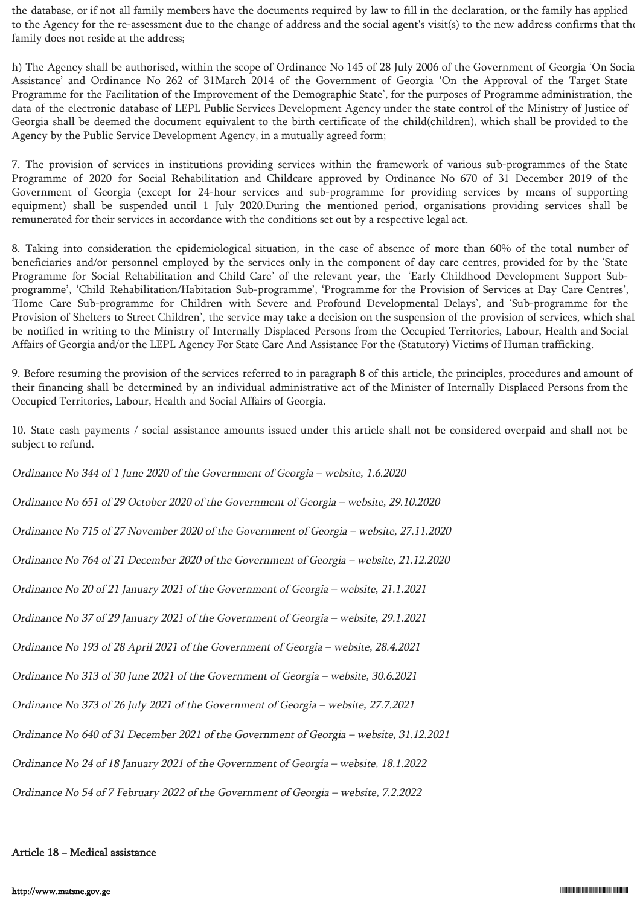the database, or if not all family members have the documents required by law to fill in the declaration, or the family has applied to the Agency for the re-assessment due to the change of address and the social agent's visit(s) to the new address confirms that the family does not reside at the address;

h) The Agency shall be authorised, within the scope of Ordinance No 145 of 28 July 2006 of the Government of Georgia 'On Social Assistance' and Ordinance No 262 of 31March 2014 of the Government of Georgia 'On the Approval of the Target State Programme for the Facilitation of the Improvement of the Demographic State', for the purposes of Programme administration, the data of the electronic database of LEPL Public Services Development Agency under the state control of the Ministry of Justice of Georgia shall be deemed the document equivalent to the birth certificate of the child(children), which shall be provided to the Agency by the Public Service Development Agency, in a mutually agreed form;

7. The provision of services in institutions providing services within the framework of various sub-programmes of the State Programme of 2020 for Social Rehabilitation and Childcare approved by Ordinance No 670 of 31 December 2019 of the Government of Georgia (except for 24-hour services and sub-programme for providing services by means of supporting equipment) shall be suspended until 1 July 2020.During the mentioned period, organisations providing services shall be remunerated for their services in accordance with the conditions set out by a respective legal act.

8. Taking into consideration the epidemiological situation, in the case of absence of more than 60% of the total number of beneficiaries and/or personnel employed by the services only in the component of day care centres, provided for by the 'State Programme for Social Rehabilitation and Child Care' of the relevant year, the 'Early Childhood Development Support Sub-programme', 'Child Rehabilitation/Habitation Sub-programme', 'Programme for the Provision of Services at Day Care Centres', 'Home Care Sub-programme for Children with Severe and Profound Developmental Delays', and 'Sub-programme for the Provision of Shelters to Street Children', the service may take a decision on the suspension of the provision of services, which shall be notified in writing to the Ministry of Internally Displaced Persons from the Occupied Territories, Labour, Health and Social Affairs of Georgia and/or the LEPL Agency For State Care And Assistance For the (Statutory) Victims of Human trafficking.

9. Before resuming the provision of the services referred to in paragraph 8 of this article, the principles, procedures and amount of their financing shall be determined by an individual administrative act of the Minister of Internally Displaced Persons from the Occupied Territories, Labour, Health and Social Affairs of Georgia.

10. State cash payments / social assistance amounts issued under this article shall not be considered overpaid and shall not be subject to refund.

*Ordinance No 344 of 1 June 2020 of the Government of Georgia – website, 1.6.2020*

*Ordinance No 651 of 29 October 2020 of the Government of Georgia – website, 29.10.2020*

*Ordinance No 715 of 27 November 2020 of the Government of Georgia – website, 27.11.2020*

*Ordinance No 764 of 21 December 2020 of the Government of Georgia – website, 21.12.2020*

*Ordinance No 20 of 21 January 2021 of the Government of Georgia – website, 21.1.2021*

*Ordinance No 37 of 29 January 2021 of the Government of Georgia – website, 29.1.2021*

*Ordinance No 193 of 28 April 2021 of the Government of Georgia – website, 28.4.2021*

*Ordinance No 313 of 30 June 2021 of the Government of Georgia – website, 30.6.2021*

*Ordinance No 373 of 26 July 2021 of the Government of Georgia – website, 27.7.2021*

*Ordinance No 640 of 31 December 2021 of the Government of Georgia – website, 31.12.2021*

*Ordinance No 24 of 18 January 2021 of the Government of Georgia – website, 18.1.2022*

*Ordinance No 54 of 7 February 2022 of the Government of Georgia – website, 7.2.2022*

## Article 18 – Medical assistance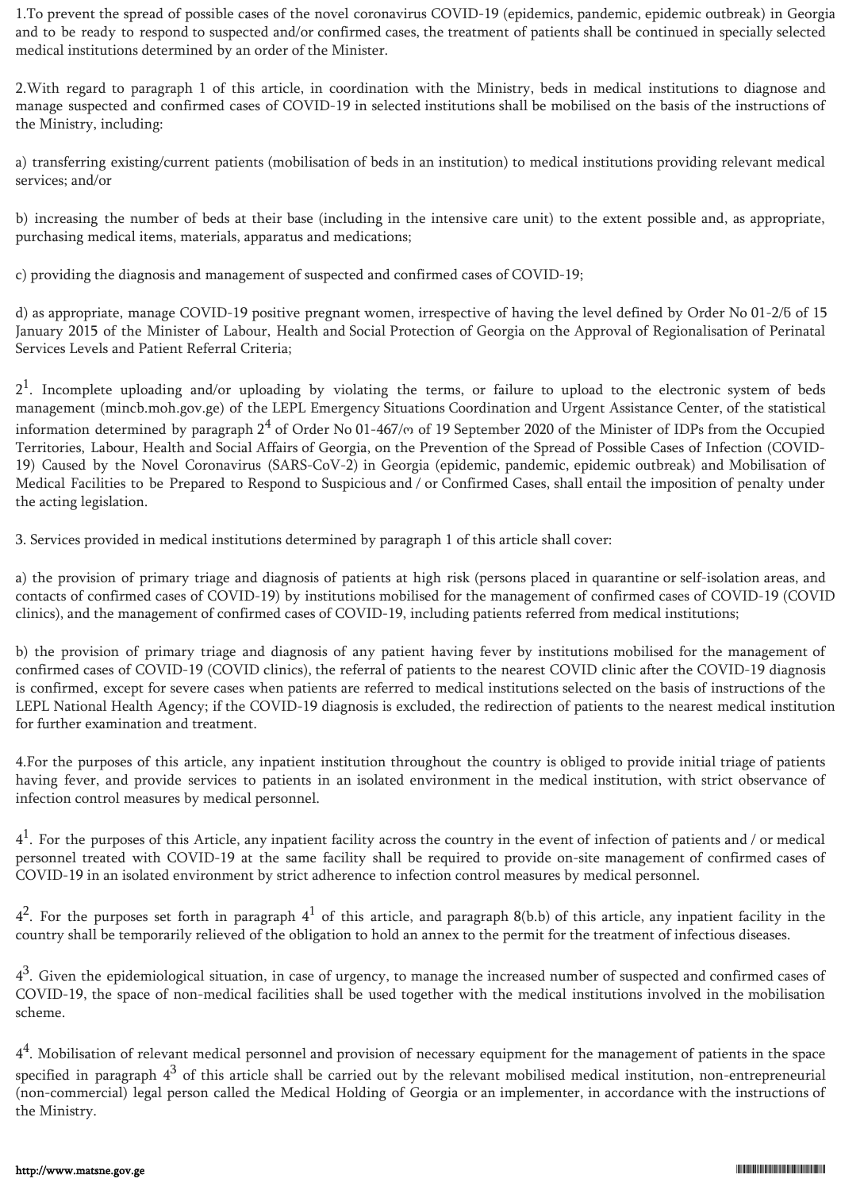1.To prevent the spread of possible cases of the novel coronavirus COVID-19 (epidemics, pandemic, epidemic outbreak) in Georgia and to be ready to respond to suspected and/or confirmed cases, the treatment of patients shall be continued in specially selected medical institutions determined by an order of the Minister.

2.With regard to paragraph 1 of this article, in coordination with the Ministry, beds in medical institutions to diagnose and manage suspected and confirmed cases of COVID-19 in selected institutions shall be mobilised on the basis of the instructions of the Ministry, including:

a) transferring existing/current patients (mobilisation of beds in an institution) to medical institutions providing relevant medical services; and/or

b) increasing the number of beds at their base (including in the intensive care unit) to the extent possible and, as appropriate, purchasing medical items, materials, apparatus and medications;

c) providing the diagnosis and management of suspected and confirmed cases of COVID-19;

d) as appropriate, manage COVID-19 positive pregnant women, irrespective of having the level defined by Order No 01-2/ნ of 15 January 2015 of the Minister of Labour, Health and Social Protection of Georgia on the Approval of Regionalisation of Perinatal Services Levels and Patient Referral Criteria;

$2^1$. Incomplete uploading and/or uploading by violating the terms, or failure to upload to the electronic system of beds management (mincb.moh.gov.ge) of the LEPL Emergency Situations Coordination and Urgent Assistance Center, of the statistical information determined by paragraph $2^4$ of Order No 01-467/ო of 19 September 2020 of the Minister of IDPs from the Occupied Territories, Labour, Health and Social Affairs of Georgia, on the Prevention of the Spread of Possible Cases of Infection (COVID-19) Caused by the Novel Coronavirus (SARS-CoV-2) in Georgia (epidemic, pandemic, epidemic outbreak) and Mobilisation of Medical Facilities to be Prepared to Respond to Suspicious and / or Confirmed Cases, shall entail the imposition of penalty under the acting legislation.

3. Services provided in medical institutions determined by paragraph 1 of this article shall cover:

a) the provision of primary triage and diagnosis of patients at high risk (persons placed in quarantine or self-isolation areas, and contacts of confirmed cases of COVID-19) by institutions mobilised for the management of confirmed cases of COVID-19 (COVID clinics), and the management of confirmed cases of COVID-19, including patients referred from medical institutions;

b) the provision of primary triage and diagnosis of any patient having fever by institutions mobilised for the management of confirmed cases of COVID-19 (COVID clinics), the referral of patients to the nearest COVID clinic after the COVID-19 diagnosis is confirmed, except for severe cases when patients are referred to medical institutions selected on the basis of instructions of the LEPL National Health Agency; if the COVID-19 diagnosis is excluded, the redirection of patients to the nearest medical institution for further examination and treatment.

4.For the purposes of this article, any inpatient institution throughout the country is obliged to provide initial triage of patients having fever, and provide services to patients in an isolated environment in the medical institution, with strict observance of infection control measures by medical personnel.

$4^1$. For the purposes of this Article, any inpatient facility across the country in the event of infection of patients and / or medical personnel treated with COVID-19 at the same facility shall be required to provide on-site management of confirmed cases of COVID-19 in an isolated environment by strict adherence to infection control measures by medical personnel.

$4^2$. For the purposes set forth in paragraph $4^1$ of this article, and paragraph 8(b.b) of this article, any inpatient facility in the country shall be temporarily relieved of the obligation to hold an annex to the permit for the treatment of infectious diseases.

$4^3$. Given the epidemiological situation, in case of urgency, to manage the increased number of suspected and confirmed cases of COVID-19, the space of non-medical facilities shall be used together with the medical institutions involved in the mobilisation scheme.

$4^4$. Mobilisation of relevant medical personnel and provision of necessary equipment for the management of patients in the space specified in paragraph $4^3$ of this article shall be carried out by the relevant mobilised medical institution, non-entrepreneurial (non-commercial) legal person called the Medical Holding of Georgia or an implementer, in accordance with the instructions of the Ministry.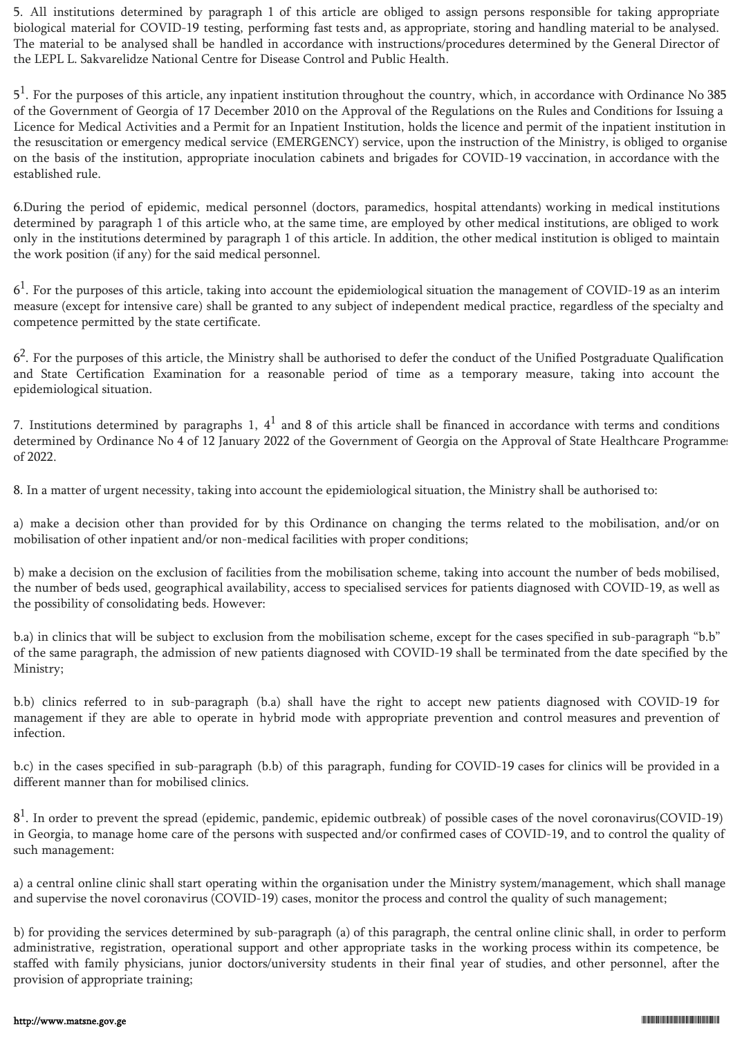5. All institutions determined by paragraph 1 of this article are obliged to assign persons responsible for taking appropriate biological material for COVID-19 testing, performing fast tests and, as appropriate, storing and handling material to be analysed. The material to be analysed shall be handled in accordance with instructions/procedures determined by the General Director of the LEPL L. Sakvarelidze National Centre for Disease Control and Public Health.

$5^1$. For the purposes of this article, any inpatient institution throughout the country, which, in accordance with Ordinance No 385 of the Government of Georgia of 17 December 2010 on the Approval of the Regulations on the Rules and Conditions for Issuing a Licence for Medical Activities and a Permit for an Inpatient Institution, holds the licence and permit of the inpatient institution in the resuscitation or emergency medical service (EMERGENCY) service, upon the instruction of the Ministry, is obliged to organise on the basis of the institution, appropriate inoculation cabinets and brigades for COVID-19 vaccination, in accordance with the established rule.

6.During the period of epidemic, medical personnel (doctors, paramedics, hospital attendants) working in medical institutions determined by paragraph 1 of this article who, at the same time, are employed by other medical institutions, are obliged to work only in the institutions determined by paragraph 1 of this article. In addition, the other medical institution is obliged to maintain the work position (if any) for the said medical personnel.

$6^1$. For the purposes of this article, taking into account the epidemiological situation the management of COVID-19 as an interim measure (except for intensive care) shall be granted to any subject of independent medical practice, regardless of the specialty and competence permitted by the state certificate.

$6^2$. For the purposes of this article, the Ministry shall be authorised to defer the conduct of the Unified Postgraduate Qualification and State Certification Examination for a reasonable period of time as a temporary measure, taking into account the epidemiological situation.

7. Institutions determined by paragraphs 1, $4^1$ and 8 of this article shall be financed in accordance with terms and conditions determined by Ordinance No 4 of 12 January 2022 of the Government of Georgia on the Approval of State Healthcare Programmes of 2022.

8. In a matter of urgent necessity, taking into account the epidemiological situation, the Ministry shall be authorised to:

a) make a decision other than provided for by this Ordinance on changing the terms related to the mobilisation, and/or on mobilisation of other inpatient and/or non-medical facilities with proper conditions;

b) make a decision on the exclusion of facilities from the mobilisation scheme, taking into account the number of beds mobilised, the number of beds used, geographical availability, access to specialised services for patients diagnosed with COVID-19, as well as the possibility of consolidating beds. However:

b.a) in clinics that will be subject to exclusion from the mobilisation scheme, except for the cases specified in sub-paragraph "b.b" of the same paragraph, the admission of new patients diagnosed with COVID-19 shall be terminated from the date specified by the Ministry;

b.b) clinics referred to in sub-paragraph (b.a) shall have the right to accept new patients diagnosed with COVID-19 for management if they are able to operate in hybrid mode with appropriate prevention and control measures and prevention of infection.

b.c) in the cases specified in sub-paragraph (b.b) of this paragraph, funding for COVID-19 cases for clinics will be provided in a different manner than for mobilised clinics.

$8^1$. In order to prevent the spread (epidemic, pandemic, epidemic outbreak) of possible cases of the novel coronavirus(COVID-19) in Georgia, to manage home care of the persons with suspected and/or confirmed cases of COVID-19, and to control the quality of such management:

a) a central online clinic shall start operating within the organisation under the Ministry system/management, which shall manage and supervise the novel coronavirus (COVID-19) cases, monitor the process and control the quality of such management;

b) for providing the services determined by sub-paragraph (a) of this paragraph, the central online clinic shall, in order to perform administrative, registration, operational support and other appropriate tasks in the working process within its competence, be staffed with family physicians, junior doctors/university students in their final year of studies, and other personnel, after the provision of appropriate training;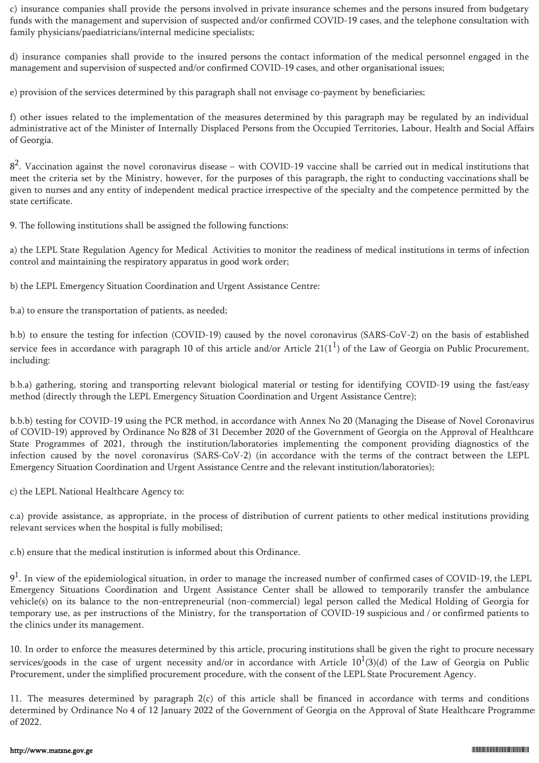c) insurance companies shall provide the persons involved in private insurance schemes and the persons insured from budgetary funds with the management and supervision of suspected and/or confirmed COVID-19 cases, and the telephone consultation with family physicians/paediatricians/internal medicine specialists;

d) insurance companies shall provide to the insured persons the contact information of the medical personnel engaged in the management and supervision of suspected and/or confirmed COVID-19 cases, and other organisational issues;

e) provision of the services determined by this paragraph shall not envisage co-payment by beneficiaries;

f) other issues related to the implementation of the measures determined by this paragraph may be regulated by an individual administrative act of the Minister of Internally Displaced Persons from the Occupied Territories, Labour, Health and Social Affairs of Georgia.

$8^2$. Vaccination against the novel coronavirus disease – with COVID-19 vaccine shall be carried out in medical institutions that meet the criteria set by the Ministry, however, for the purposes of this paragraph, the right to conducting vaccinations shall be given to nurses and any entity of independent medical practice irrespective of the specialty and the competence permitted by the state certificate.

9. The following institutions shall be assigned the following functions:

a) the LEPL State Regulation Agency for Medical Activities to monitor the readiness of medical institutions in terms of infection control and maintaining the respiratory apparatus in good work order;

b) the LEPL Emergency Situation Coordination and Urgent Assistance Centre:

b.a) to ensure the transportation of patients, as needed;

b.b) to ensure the testing for infection (COVID-19) caused by the novel coronavirus (SARS-CoV-2) on the basis of established service fees in accordance with paragraph 10 of this article and/or Article $21(1^1)$ of the Law of Georgia on Public Procurement, including:

b.b.a) gathering, storing and transporting relevant biological material or testing for identifying COVID-19 using the fast/easy method (directly through the LEPL Emergency Situation Coordination and Urgent Assistance Centre);

b.b.b) testing for COVID-19 using the PCR method, in accordance with Annex No 20 (Managing the Disease of Novel Coronavirus of COVID-19) approved by Ordinance No 828 of 31 December 2020 of the Government of Georgia on the Approval of Healthcare State Programmes of 2021, through the institution/laboratories implementing the component providing diagnostics of the infection caused by the novel coronavirus (SARS-CoV-2) (in accordance with the terms of the contract between the LEPL Emergency Situation Coordination and Urgent Assistance Centre and the relevant institution/laboratories);

c) the LEPL National Healthcare Agency to:

c.a) provide assistance, as appropriate, in the process of distribution of current patients to other medical institutions providing relevant services when the hospital is fully mobilised;

c.b) ensure that the medical institution is informed about this Ordinance.

$9^1$. In view of the epidemiological situation, in order to manage the increased number of confirmed cases of COVID-19, the LEPL Emergency Situations Coordination and Urgent Assistance Center shall be allowed to temporarily transfer the ambulance vehicle(s) on its balance to the non-entrepreneurial (non-commercial) legal person called the Medical Holding of Georgia for temporary use, as per instructions of the Ministry, for the transportation of COVID-19 suspicious and / or confirmed patients to the clinics under its management.

10. In order to enforce the measures determined by this article, procuring institutions shall be given the right to procure necessary services/goods in the case of urgent necessity and/or in accordance with Article $10^1(3)(d)$ of the Law of Georgia on Public Procurement, under the simplified procurement procedure, with the consent of the LEPL State Procurement Agency.

11. The measures determined by paragraph 2(c) of this article shall be financed in accordance with terms and conditions determined by Ordinance No 4 of 12 January 2022 of the Government of Georgia on the Approval of State Healthcare Programmes of 2022.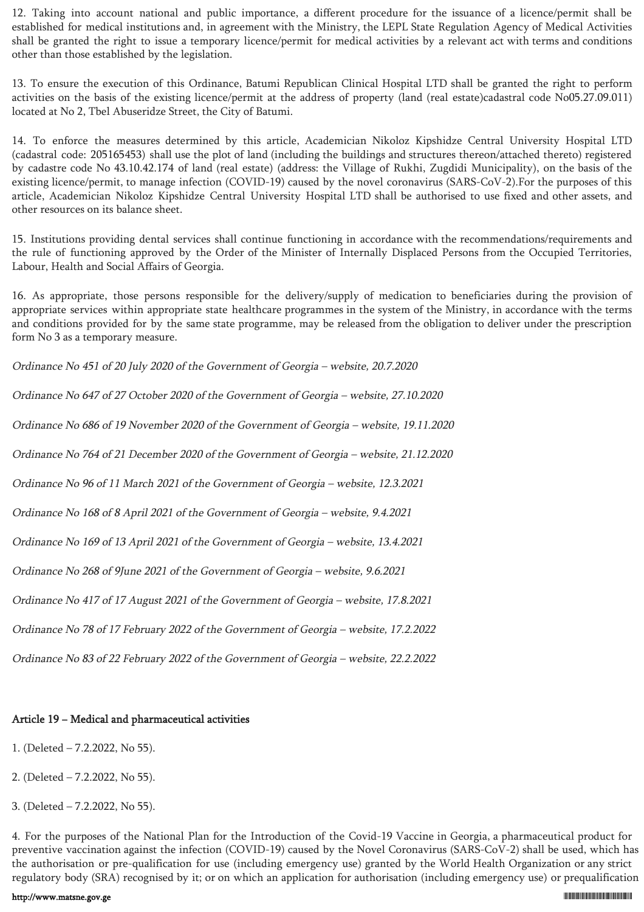12. Taking into account national and public importance, a different procedure for the issuance of a licence/permit shall be established for medical institutions and, in agreement with the Ministry, the LEPL State Regulation Agency of Medical Activities shall be granted the right to issue a temporary licence/permit for medical activities by a relevant act with terms and conditions other than those established by the legislation.

13. To ensure the execution of this Ordinance, Batumi Republican Clinical Hospital LTD shall be granted the right to perform activities on the basis of the existing licence/permit at the address of property (land (real estate)cadastral code No05.27.09.011) located at No 2, Tbel Abuseridze Street, the City of Batumi.

14. To enforce the measures determined by this article, Academician Nikoloz Kipshidze Central University Hospital LTD (cadastral code: 205165453) shall use the plot of land (including the buildings and structures thereon/attached thereto) registered by cadastre code No 43.10.42.174 of land (real estate) (address: the Village of Rukhi, Zugdidi Municipality), on the basis of the existing licence/permit, to manage infection (COVID-19) caused by the novel coronavirus (SARS-CoV-2).For the purposes of this article, Academician Nikoloz Kipshidze Central University Hospital LTD shall be authorised to use fixed and other assets, and other resources on its balance sheet.

15. Institutions providing dental services shall continue functioning in accordance with the recommendations/requirements and the rule of functioning approved by the Order of the Minister of Internally Displaced Persons from the Occupied Territories, Labour, Health and Social Affairs of Georgia.

16. As appropriate, those persons responsible for the delivery/supply of medication to beneficiaries during the provision of appropriate services within appropriate state healthcare programmes in the system of the Ministry, in accordance with the terms and conditions provided for by the same state programme, may be released from the obligation to deliver under the prescription form No 3 as a temporary measure.

*Ordinance No 451 of 20 July 2020 of the Government of Georgia – website, 20.7.2020*

*Ordinance No 647 of 27 October 2020 of the Government of Georgia – website, 27.10.2020*

*Ordinance No 686 of 19 November 2020 of the Government of Georgia – website, 19.11.2020*

*Ordinance No 764 of 21 December 2020 of the Government of Georgia – website, 21.12.2020*

*Ordinance No 96 of 11 March 2021 of the Government of Georgia – website, 12.3.2021*

*Ordinance No 168 of 8 April 2021 of the Government of Georgia – website, 9.4.2021*

*Ordinance No 169 of 13 April 2021 of the Government of Georgia – website, 13.4.2021*

*Ordinance No 268 of 9June 2021 of the Government of Georgia – website, 9.6.2021*

*Ordinance No 417 of 17 August 2021 of the Government of Georgia – website, 17.8.2021*

*Ordinance No 78 of 17 February 2022 of the Government of Georgia – website, 17.2.2022*

*Ordinance No 83 of 22 February 2022 of the Government of Georgia – website, 22.2.2022*

**Article 19 – Medical and pharmaceutical activities**

1. (Deleted – 7.2.2022, No 55).

2. (Deleted – 7.2.2022, No 55).

3. (Deleted – 7.2.2022, No 55).

4. For the purposes of the National Plan for the Introduction of the Covid-19 Vaccine in Georgia, a pharmaceutical product for preventive vaccination against the infection (COVID-19) caused by the Novel Coronavirus (SARS-CoV-2) shall be used, which has the authorisation or pre-qualification for use (including emergency use) granted by the World Health Organization or any strict regulatory body (SRA) recognised by it; or on which an application for authorisation (including emergency use) or prequalification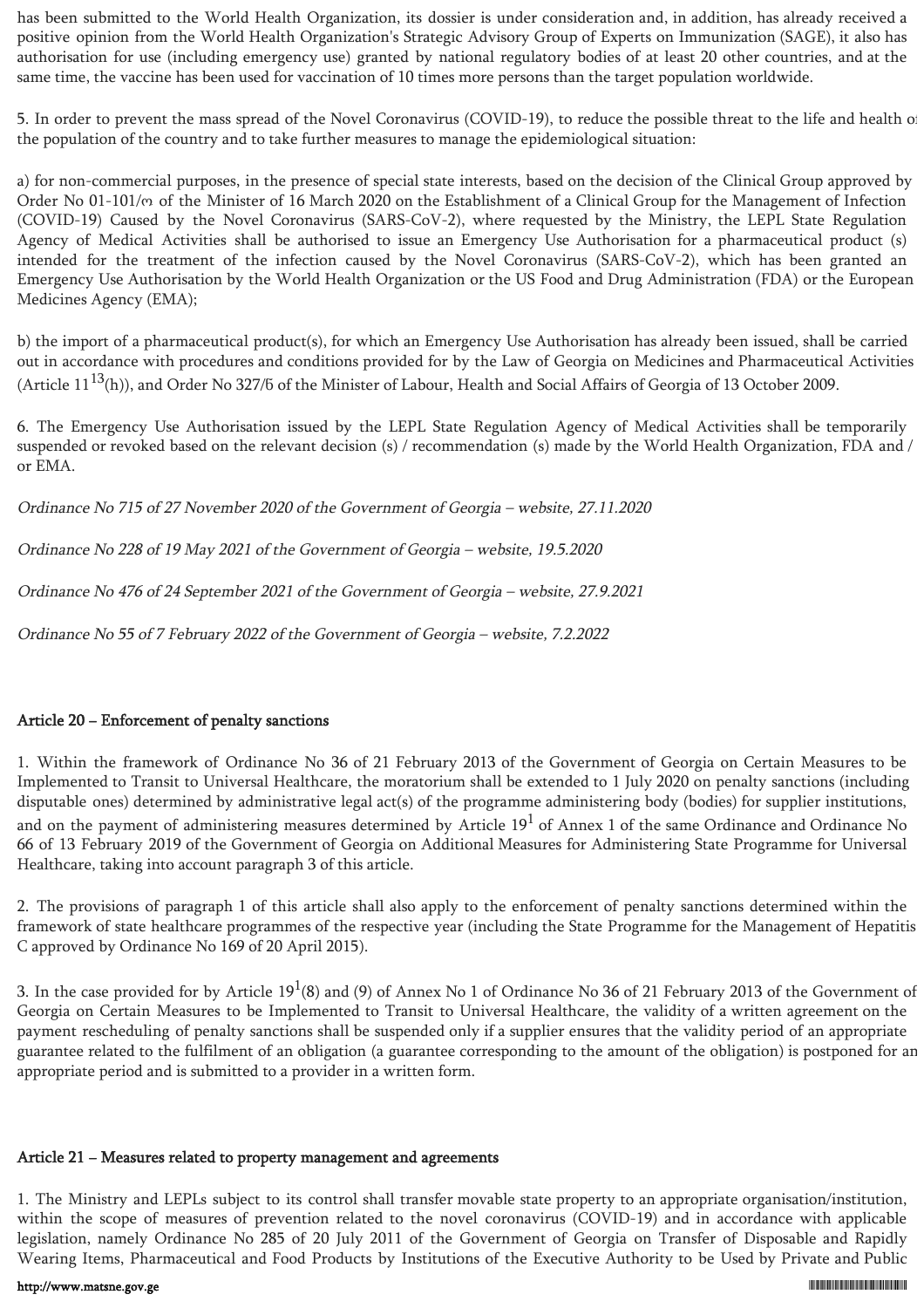has been submitted to the World Health Organization, its dossier is under consideration and, in addition, has already received a positive opinion from the World Health Organization's Strategic Advisory Group of Experts on Immunization (SAGE), it also has authorisation for use (including emergency use) granted by national regulatory bodies of at least 20 other countries, and at the same time, the vaccine has been used for vaccination of 10 times more persons than the target population worldwide.

5. In order to prevent the mass spread of the Novel Coronavirus (COVID-19), to reduce the possible threat to the life and health of the population of the country and to take further measures to manage the epidemiological situation:

a) for non-commercial purposes, in the presence of special state interests, based on the decision of the Clinical Group approved by Order No 01-101/ო of the Minister of 16 March 2020 on the Establishment of a Clinical Group for the Management of Infection (COVID-19) Caused by the Novel Coronavirus (SARS-CoV-2), where requested by the Ministry, the LEPL State Regulation Agency of Medical Activities shall be authorised to issue an Emergency Use Authorisation for a pharmaceutical product (s) intended for the treatment of the infection caused by the Novel Coronavirus (SARS-CoV-2), which has been granted an Emergency Use Authorisation by the World Health Organization or the US Food and Drug Administration (FDA) or the European Medicines Agency (EMA);

b) the import of a pharmaceutical product(s), for which an Emergency Use Authorisation has already been issued, shall be carried out in accordance with procedures and conditions provided for by the Law of Georgia on Medicines and Pharmaceutical Activities (Article $11^{13}$(h)), and Order No 327/ნ of the Minister of Labour, Health and Social Affairs of Georgia of 13 October 2009.

6. The Emergency Use Authorisation issued by the LEPL State Regulation Agency of Medical Activities shall be temporarily suspended or revoked based on the relevant decision (s) / recommendation (s) made by the World Health Organization, FDA and / or EMA.

*Ordinance No 715 of 27 November 2020 of the Government of Georgia – website, 27.11.2020*

*Ordinance No 228 of 19 May 2021 of the Government of Georgia – website, 19.5.2020*

*Ordinance No 476 of 24 September 2021 of the Government of Georgia – website, 27.9.2021*

*Ordinance No 55 of 7 February 2022 of the Government of Georgia – website, 7.2.2022*

## Article 20 – Enforcement of penalty sanctions

1. Within the framework of Ordinance No 36 of 21 February 2013 of the Government of Georgia on Certain Measures to be Implemented to Transit to Universal Healthcare, the moratorium shall be extended to 1 July 2020 on penalty sanctions (including disputable ones) determined by administrative legal act(s) of the programme administering body (bodies) for supplier institutions, and on the payment of administering measures determined by Article $19^1$ of Annex 1 of the same Ordinance and Ordinance No 66 of 13 February 2019 of the Government of Georgia on Additional Measures for Administering State Programme for Universal Healthcare, taking into account paragraph 3 of this article.

2. The provisions of paragraph 1 of this article shall also apply to the enforcement of penalty sanctions determined within the framework of state healthcare programmes of the respective year (including the State Programme for the Management of Hepatitis C approved by Ordinance No 169 of 20 April 2015).

3. In the case provided for by Article $19^1$(8) and (9) of Annex No 1 of Ordinance No 36 of 21 February 2013 of the Government of Georgia on Certain Measures to be Implemented to Transit to Universal Healthcare, the validity of a written agreement on the payment rescheduling of penalty sanctions shall be suspended only if a supplier ensures that the validity period of an appropriate guarantee related to the fulfilment of an obligation (a guarantee corresponding to the amount of the obligation) is postponed for an appropriate period and is submitted to a provider in a written form.

## Article 21 – Measures related to property management and agreements

1. The Ministry and LEPLs subject to its control shall transfer movable state property to an appropriate organisation/institution, within the scope of measures of prevention related to the novel coronavirus (COVID-19) and in accordance with applicable legislation, namely Ordinance No 285 of 20 July 2011 of the Government of Georgia on Transfer of Disposable and Rapidly Wearing Items, Pharmaceutical and Food Products by Institutions of the Executive Authority to be Used by Private and Public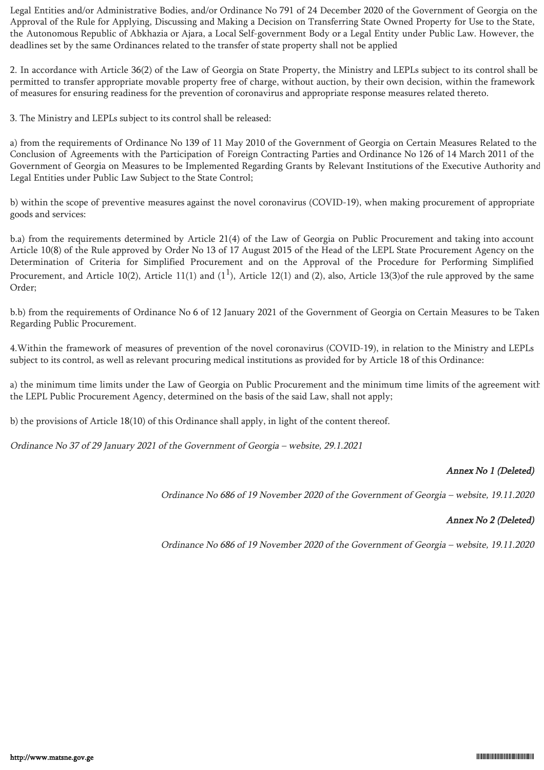Legal Entities and/or Administrative Bodies, and/or Ordinance No 791 of 24 December 2020 of the Government of Georgia on the Approval of the Rule for Applying, Discussing and Making a Decision on Transferring State Owned Property for Use to the State, the Autonomous Republic of Abkhazia or Ajara, a Local Self-government Body or a Legal Entity under Public Law. However, the deadlines set by the same Ordinances related to the transfer of state property shall not be applied

2. In accordance with Article 36(2) of the Law of Georgia on State Property, the Ministry and LEPLs subject to its control shall be permitted to transfer appropriate movable property free of charge, without auction, by their own decision, within the framework of measures for ensuring readiness for the prevention of coronavirus and appropriate response measures related thereto.

3. The Ministry and LEPLs subject to its control shall be released:

a) from the requirements of Ordinance No 139 of 11 May 2010 of the Government of Georgia on Certain Measures Related to the Conclusion of Agreements with the Participation of Foreign Contracting Parties and Ordinance No 126 of 14 March 2011 of the Government of Georgia on Measures to be Implemented Regarding Grants by Relevant Institutions of the Executive Authority and Legal Entities under Public Law Subject to the State Control;

b) within the scope of preventive measures against the novel coronavirus (COVID-19), when making procurement of appropriate goods and services:

b.a) from the requirements determined by Article 21(4) of the Law of Georgia on Public Procurement and taking into account Article 10(8) of the Rule approved by Order No 13 of 17 August 2015 of the Head of the LEPL State Procurement Agency on the Determination of Criteria for Simplified Procurement and on the Approval of the Procedure for Performing Simplified Procurement, and Article 10(2), Article 11(1) and ($1^1$), Article 12(1) and (2), also, Article 13(3)of the rule approved by the same Order;

b.b) from the requirements of Ordinance No 6 of 12 January 2021 of the Government of Georgia on Certain Measures to be Taken Regarding Public Procurement.

4.Within the framework of measures of prevention of the novel coronavirus (COVID-19), in relation to the Ministry and LEPLs subject to its control, as well as relevant procuring medical institutions as provided for by Article 18 of this Ordinance:

a) the minimum time limits under the Law of Georgia on Public Procurement and the minimum time limits of the agreement with the LEPL Public Procurement Agency, determined on the basis of the said Law, shall not apply;

b) the provisions of Article 18(10) of this Ordinance shall apply, in light of the content thereof.

*Ordinance No 37 of 29 January 2021 of the Government of Georgia – website, 29.1.2021*

*Annex No 1 (Deleted)*

*Ordinance No 686 of 19 November 2020 of the Government of Georgia – website, 19.11.2020*

*Annex No 2 (Deleted)*

*Ordinance No 686 of 19 November 2020 of the Government of Georgia – website, 19.11.2020*